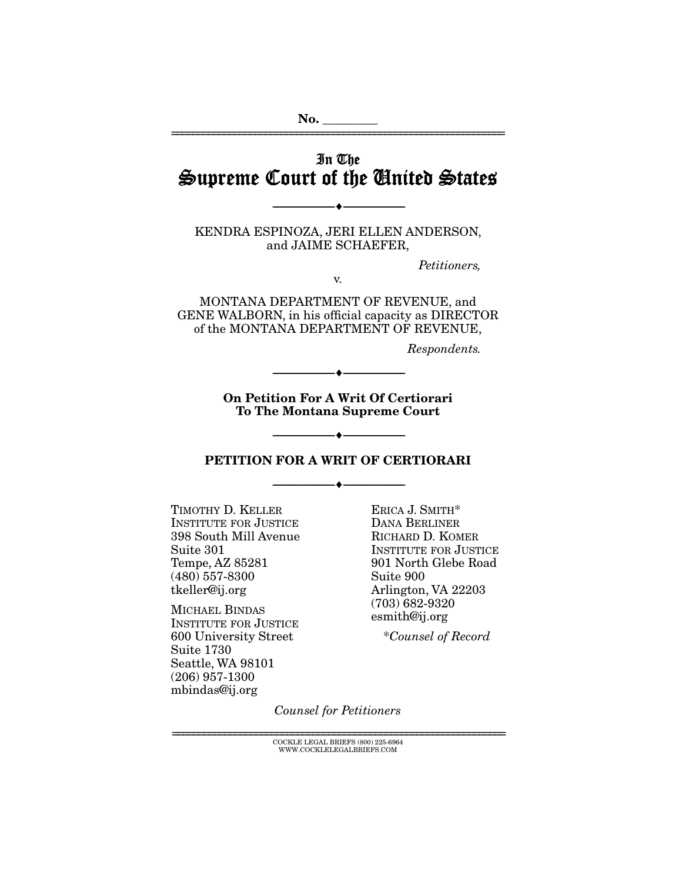No. ________

# In The
# Supreme Court of the United States

---

KENDRA ESPINOZA, JERI ELLEN ANDERSON, and JAIME SCHAEFER,

*Petitioners,*

v.

MONTANA DEPARTMENT OF REVENUE, and GENE WALBORN, in his official capacity as DIRECTOR of the MONTANA DEPARTMENT OF REVENUE,

*Respondents.*

---

**On Petition For A Writ Of Certiorari To The Montana Supreme Court**

---

**PETITION FOR A WRIT OF CERTIORARI**

---

TIMOTHY D. KELLER
INSTITUTE FOR JUSTICE
398 South Mill Avenue
Suite 301
Tempe, AZ 85281
(480) 557-8300
tkeller@ij.org

MICHAEL BINDAS
INSTITUTE FOR JUSTICE
600 University Street
Suite 1730
Seattle, WA 98101
(206) 957-1300
mbindas@ij.org

ERICA J. SMITH*
DANA BERLINER
RICHARD D. KOMER
INSTITUTE FOR JUSTICE
901 North Glebe Road
Suite 900
Arlington, VA 22203
(703) 682-9320
esmith@ij.org

*\*Counsel of Record*

*Counsel for Petitioners*

COCKLE LEGAL BRIEFS (800) 225-6964
WWW.COCKLELEGALBRIEFS.COM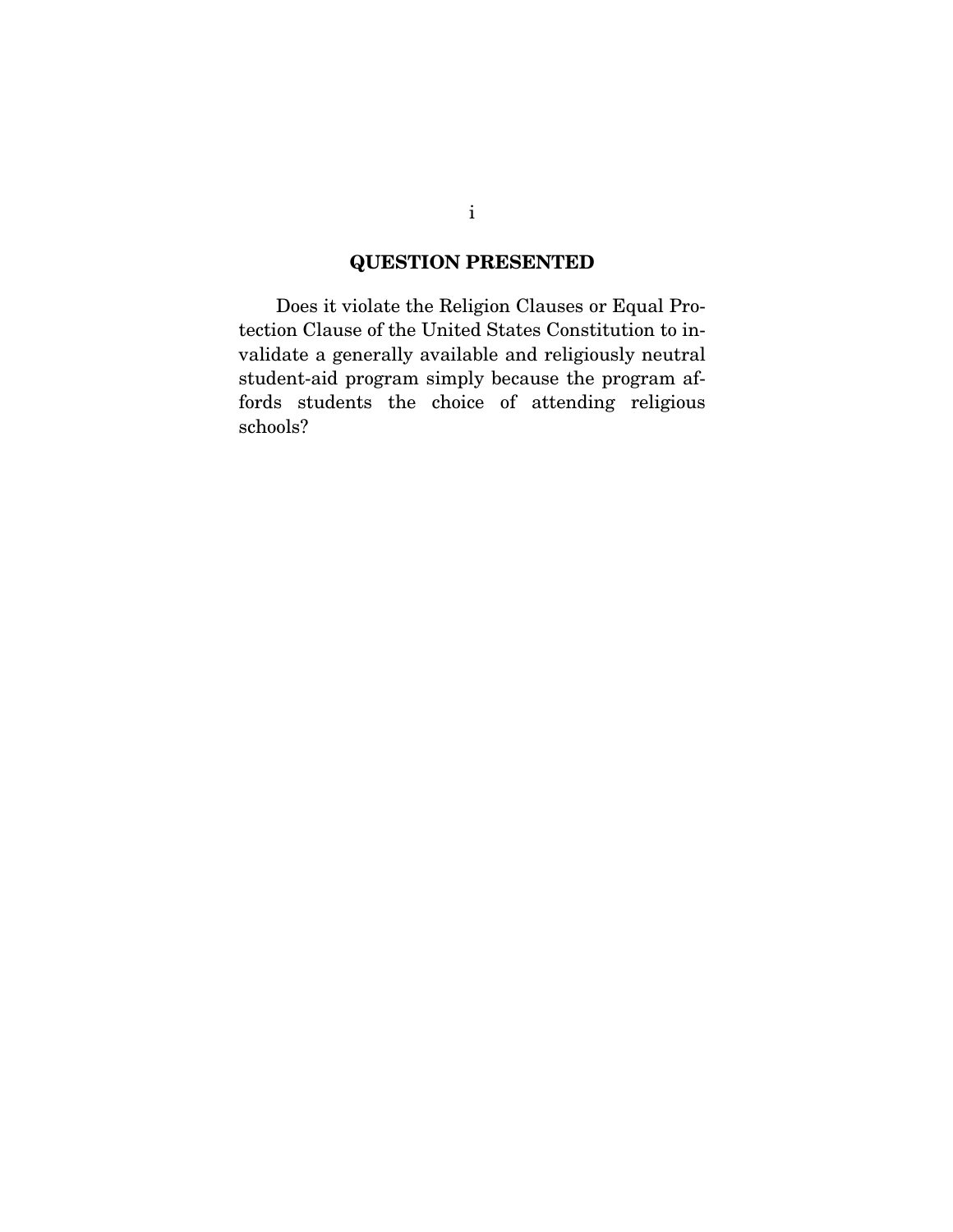## QUESTION PRESENTED

Does it violate the Religion Clauses or Equal Protection Clause of the United States Constitution to invalidate a generally available and religiously neutral student-aid program simply because the program affords students the choice of attending religious schools?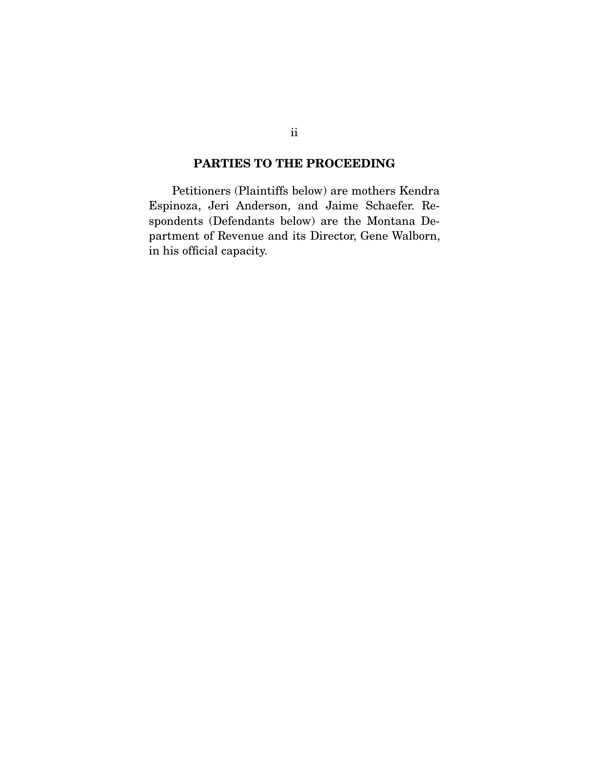## PARTIES TO THE PROCEEDING

Petitioners (Plaintiffs below) are mothers Kendra Espinoza, Jeri Anderson, and Jaime Schaefer. Respondents (Defendants below) are the Montana Department of Revenue and its Director, Gene Walborn, in his official capacity.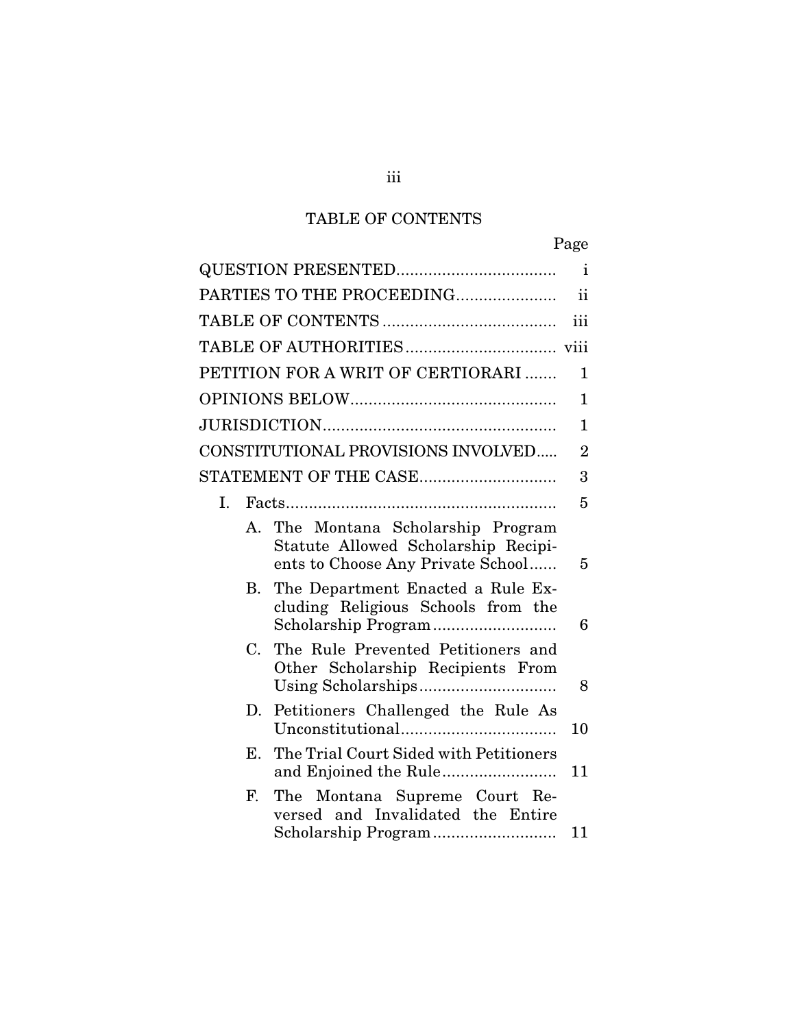## TABLE OF CONTENTS

| | Page |
|---|---|
| QUESTION PRESENTED | i |
| PARTIES TO THE PROCEEDING | ii |
| TABLE OF CONTENTS | iii |
| TABLE OF AUTHORITIES | viii |
| PETITION FOR A WRIT OF CERTIORARI | 1 |
| OPINIONS BELOW | 1 |
| JURISDICTION | 1 |
| CONSTITUTIONAL PROVISIONS INVOLVED | 2 |
| STATEMENT OF THE CASE | 3 |
| I. Facts | 5 |
| A. The Montana Scholarship Program Statute Allowed Scholarship Recipients to Choose Any Private School | 5 |
| B. The Department Enacted a Rule Excluding Religious Schools from the Scholarship Program | 6 |
| C. The Rule Prevented Petitioners and Other Scholarship Recipients From Using Scholarships | 8 |
| D. Petitioners Challenged the Rule As Unconstitutional | 10 |
| E. The Trial Court Sided with Petitioners and Enjoined the Rule | 11 |
| F. The Montana Supreme Court Reversed and Invalidated the Entire Scholarship Program | 11 |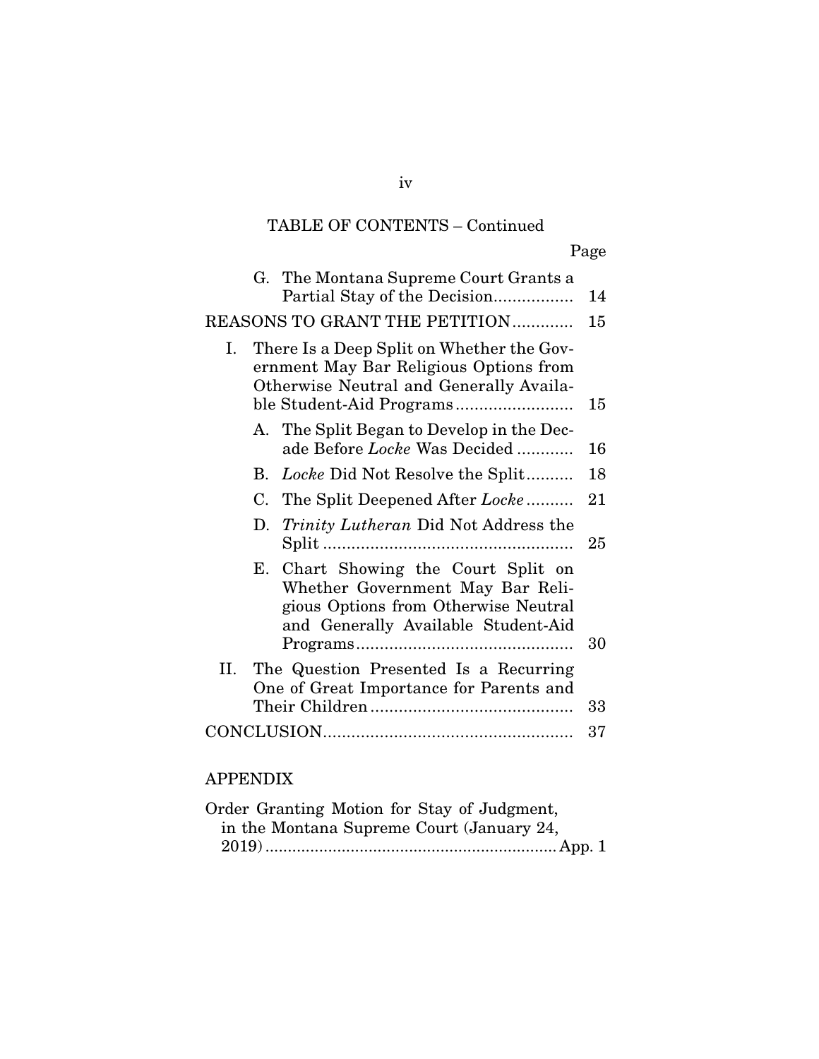TABLE OF CONTENTS – Continued

| | Page |
|---|---|
| G. The Montana Supreme Court Grants a Partial Stay of the Decision | 14 |
| REASONS TO GRANT THE PETITION | 15 |
| I. There Is a Deep Split on Whether the Government May Bar Religious Options from Otherwise Neutral and Generally Available Student-Aid Programs | 15 |
| A. The Split Began to Develop in the Decade Before *Locke* Was Decided | 16 |
| B. *Locke* Did Not Resolve the Split | 18 |
| C. The Split Deepened After *Locke* | 21 |
| D. *Trinity Lutheran* Did Not Address the Split | 25 |
| E. Chart Showing the Court Split on Whether Government May Bar Religious Options from Otherwise Neutral and Generally Available Student-Aid Programs | 30 |
| II. The Question Presented Is a Recurring One of Great Importance for Parents and Their Children | 33 |
| CONCLUSION | 37 |

APPENDIX

| | |
|---|---|
| Order Granting Motion for Stay of Judgment, in the Montana Supreme Court (January 24, 2019) | App. 1 |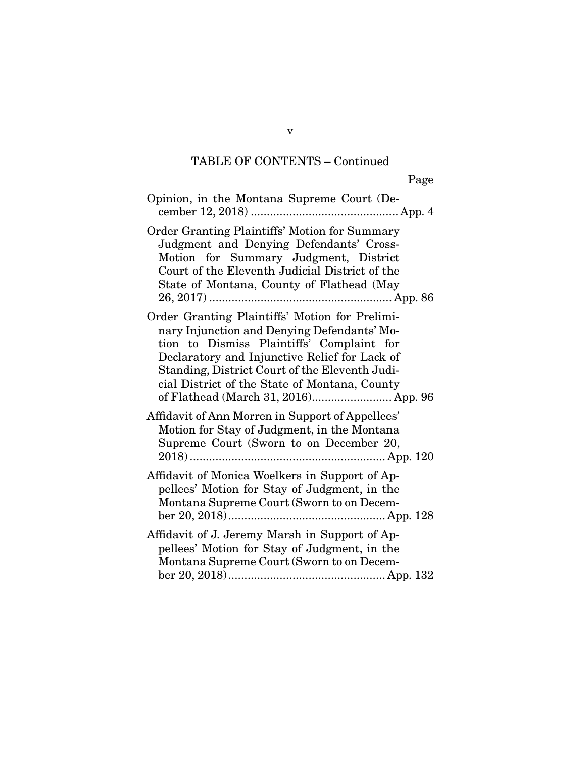TABLE OF CONTENTS – Continued

| | Page |
|---|---|
| Opinion, in the Montana Supreme Court (December 12, 2018) | App. 4 |
| Order Granting Plaintiffs' Motion for Summary Judgment and Denying Defendants' Cross-Motion for Summary Judgment, District Court of the Eleventh Judicial District of the State of Montana, County of Flathead (May 26, 2017) | App. 86 |
| Order Granting Plaintiffs' Motion for Preliminary Injunction and Denying Defendants' Motion to Dismiss Plaintiffs' Complaint for Declaratory and Injunctive Relief for Lack of Standing, District Court of the Eleventh Judicial District of the State of Montana, County of Flathead (March 31, 2016) | App. 96 |
| Affidavit of Ann Morren in Support of Appellees' Motion for Stay of Judgment, in the Montana Supreme Court (Sworn to on December 20, 2018) | App. 120 |
| Affidavit of Monica Woelkers in Support of Appellees' Motion for Stay of Judgment, in the Montana Supreme Court (Sworn to on December 20, 2018) | App. 128 |
| Affidavit of J. Jeremy Marsh in Support of Appellees' Motion for Stay of Judgment, in the Montana Supreme Court (Sworn to on December 20, 2018) | App. 132 |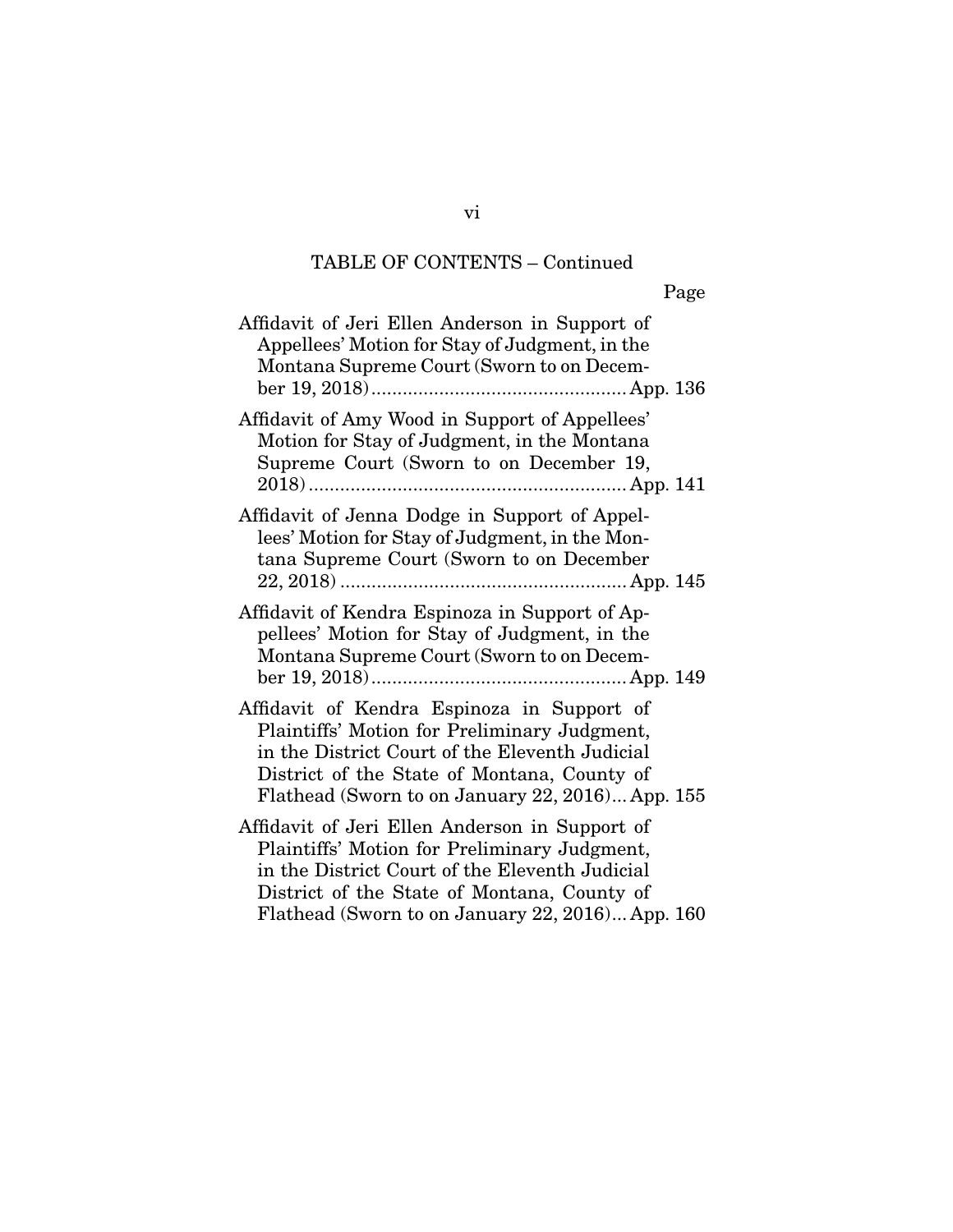TABLE OF CONTENTS – Continued

Page

Affidavit of Jeri Ellen Anderson in Support of Appellees' Motion for Stay of Judgment, in the Montana Supreme Court (Sworn to on December 19, 2018) ................................................ App. 136

Affidavit of Amy Wood in Support of Appellees' Motion for Stay of Judgment, in the Montana Supreme Court (Sworn to on December 19, 2018) ............................................................ App. 141

Affidavit of Jenna Dodge in Support of Appellees' Motion for Stay of Judgment, in the Montana Supreme Court (Sworn to on December 22, 2018) ...................................................... App. 145

Affidavit of Kendra Espinoza in Support of Appellees' Motion for Stay of Judgment, in the Montana Supreme Court (Sworn to on December 19, 2018) ................................................ App. 149

Affidavit of Kendra Espinoza in Support of Plaintiffs' Motion for Preliminary Judgment, in the District Court of the Eleventh Judicial District of the State of Montana, County of Flathead (Sworn to on January 22, 2016)... App. 155

Affidavit of Jeri Ellen Anderson in Support of Plaintiffs' Motion for Preliminary Judgment, in the District Court of the Eleventh Judicial District of the State of Montana, County of Flathead (Sworn to on January 22, 2016)... App. 160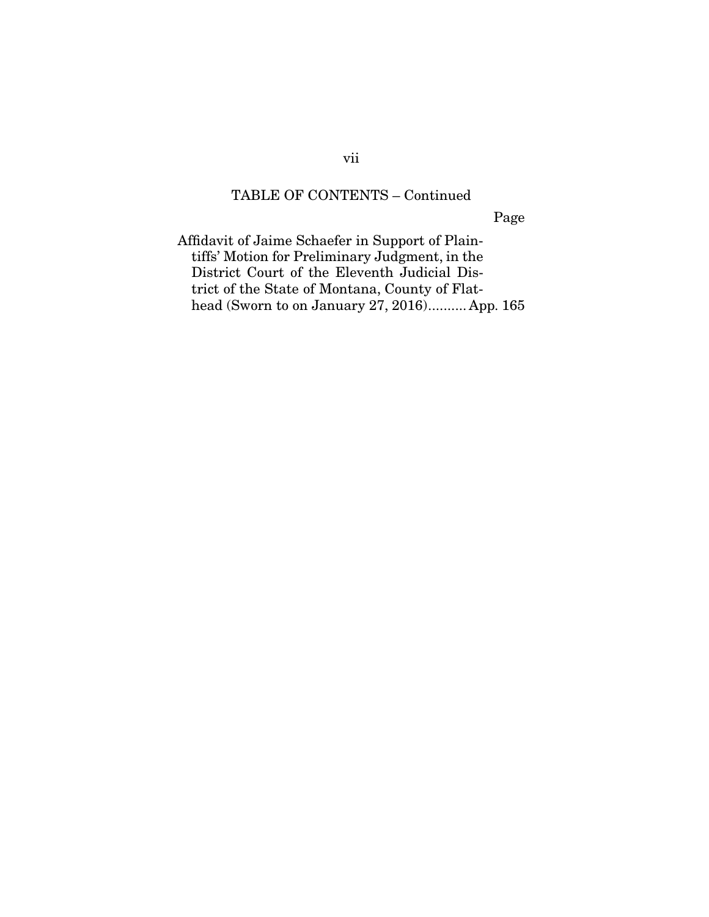TABLE OF CONTENTS – Continued

Page

Affidavit of Jaime Schaefer in Support of Plaintiffs' Motion for Preliminary Judgment, in the District Court of the Eleventh Judicial District of the State of Montana, County of Flathead (Sworn to on January 27, 2016).......... App. 165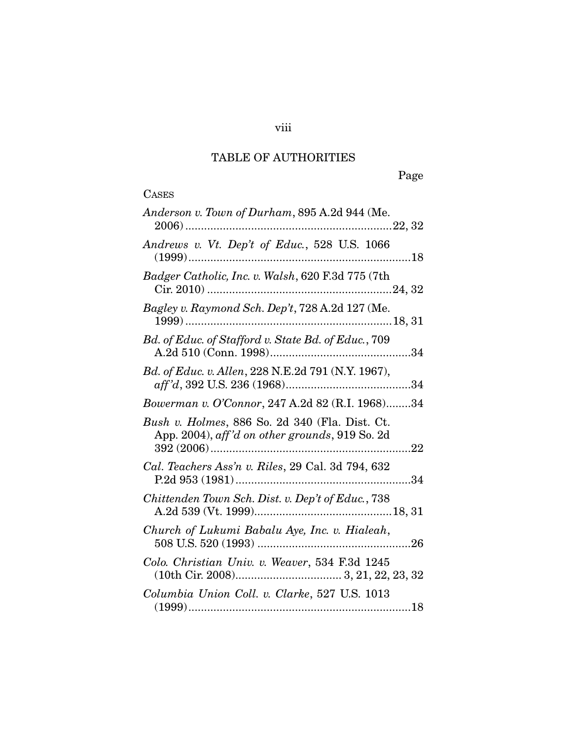# TABLE OF AUTHORITIES

Page

CASES

*Anderson v. Town of Durham*, 895 A.2d 944 (Me. 2006) .................................................................22, 32

*Andrews v. Vt. Dep't of Educ.*, 528 U.S. 1066 (1999).......................................................................18

*Badger Catholic, Inc. v. Walsh*, 620 F.3d 775 (7th Cir. 2010) ..........................................................24, 32

*Bagley v. Raymond Sch. Dep't*, 728 A.2d 127 (Me. 1999) .................................................................18, 31

*Bd. of Educ. of Stafford v. State Bd. of Educ.*, 709 A.2d 510 (Conn. 1998)............................................34

*Bd. of Educ. v. Allen*, 228 N.E.2d 791 (N.Y. 1967), *aff'd*, 392 U.S. 236 (1968).......................................34

*Bowerman v. O'Connor*, 247 A.2d 82 (R.I. 1968)........34

*Bush v. Holmes*, 886 So. 2d 340 (Fla. Dist. Ct. App. 2004), *aff'd on other grounds*, 919 So. 2d 392 (2006)................................................................22

*Cal. Teachers Ass'n v. Riles*, 29 Cal. 3d 794, 632 P.2d 953 (1981)........................................................34

*Chittenden Town Sch. Dist. v. Dep't of Educ.*, 738 A.2d 539 (Vt. 1999)...........................................18, 31

*Church of Lukumi Babalu Aye, Inc. v. Hialeah*, 508 U.S. 520 (1993) ................................................26

*Colo. Christian Univ. v. Weaver*, 534 F.3d 1245 (10th Cir. 2008)................................. 3, 21, 22, 23, 32

*Columbia Union Coll. v. Clarke*, 527 U.S. 1013 (1999).......................................................................18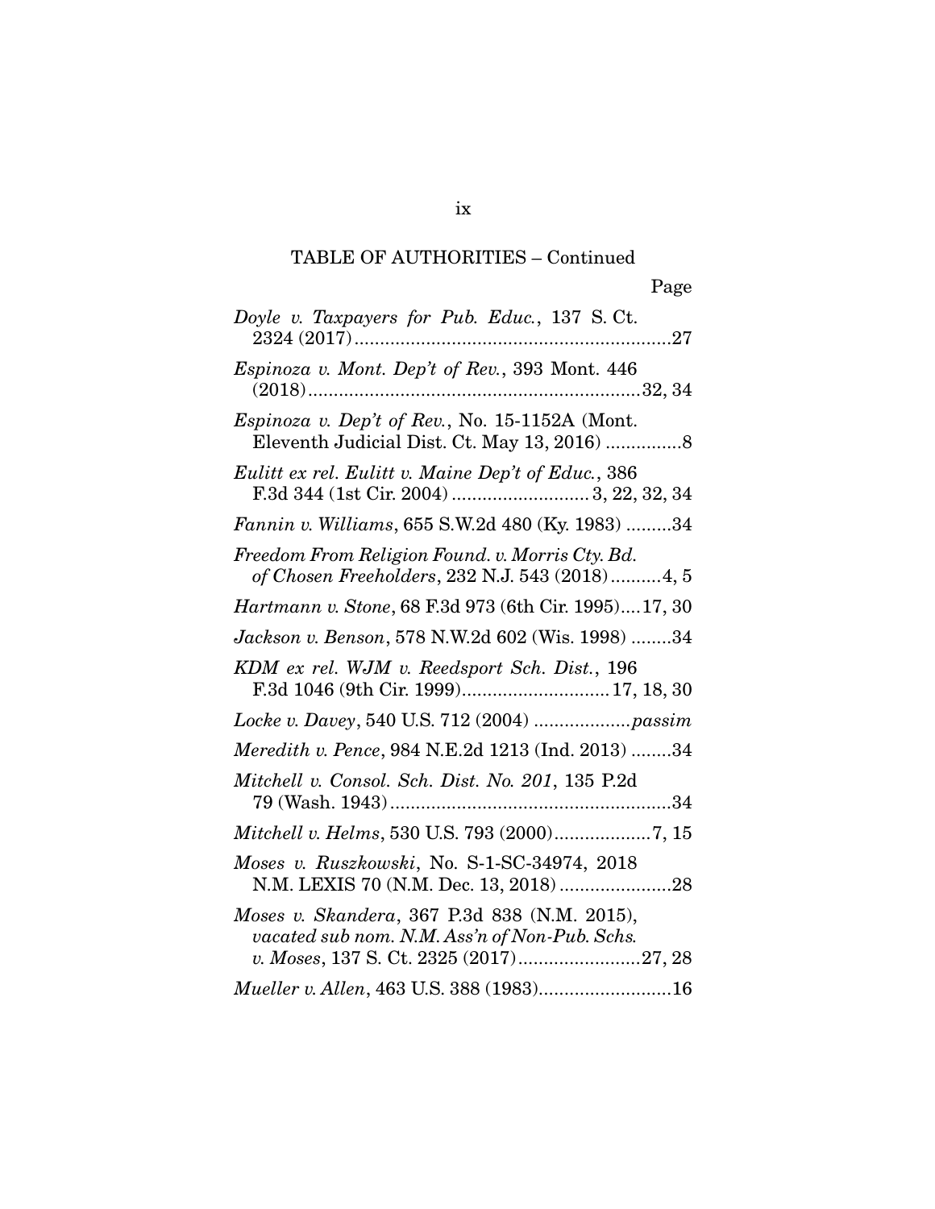TABLE OF AUTHORITIES – Continued

Page

*Doyle v. Taxpayers for Pub. Educ.*, 137 S. Ct. 2324 (2017)..............................................................27

*Espinoza v. Mont. Dep't of Rev.*, 393 Mont. 446 (2018)..................................................................32, 34

*Espinoza v. Dep't of Rev.*, No. 15-1152A (Mont. Eleventh Judicial Dist. Ct. May 13, 2016) ...............8

*Eulitt ex rel. Eulitt v. Maine Dep't of Educ.*, 386 F.3d 344 (1st Cir. 2004) ........................... 3, 22, 32, 34

*Fannin v. Williams*, 655 S.W.2d 480 (Ky. 1983) .........34

*Freedom From Religion Found. v. Morris Cty. Bd. of Chosen Freeholders*, 232 N.J. 543 (2018)..........4, 5

*Hartmann v. Stone*, 68 F.3d 973 (6th Cir. 1995)....17, 30

*Jackson v. Benson*, 578 N.W.2d 602 (Wis. 1998) ........34

*KDM ex rel. WJM v. Reedsport Sch. Dist.*, 196 F.3d 1046 (9th Cir. 1999)............................. 17, 18, 30

*Locke v. Davey*, 540 U.S. 712 (2004) ...................*passim*

*Meredith v. Pence*, 984 N.E.2d 1213 (Ind. 2013) ........34

*Mitchell v. Consol. Sch. Dist. No. 201*, 135 P.2d 79 (Wash. 1943).......................................................34

*Mitchell v. Helms*, 530 U.S. 793 (2000)...................7, 15

*Moses v. Ruszkowski*, No. S-1-SC-34974, 2018 N.M. LEXIS 70 (N.M. Dec. 13, 2018) ......................28

*Moses v. Skandera*, 367 P.3d 838 (N.M. 2015), *vacated sub nom. N.M. Ass'n of Non-Pub. Schs. v. Moses*, 137 S. Ct. 2325 (2017)........................27, 28

*Mueller v. Allen*, 463 U.S. 388 (1983)..........................16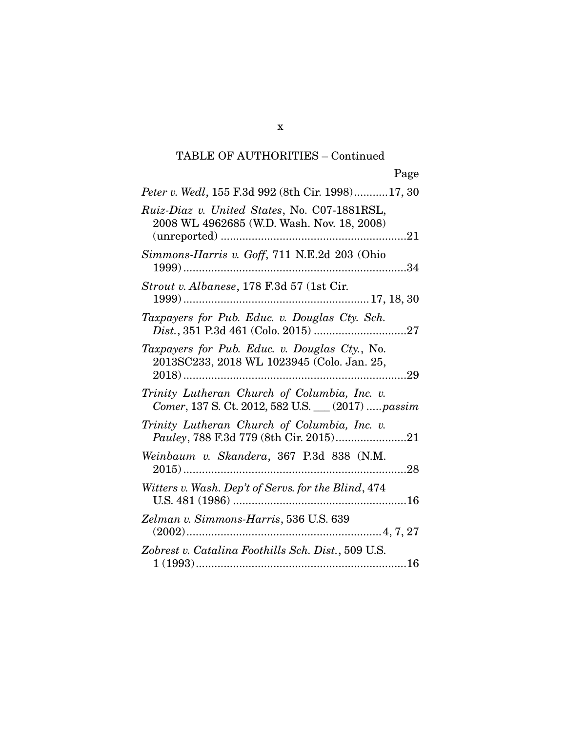TABLE OF AUTHORITIES – Continued

Page

*Peter v. Wedl*, 155 F.3d 992 (8th Cir. 1998)...........17, 30

*Ruiz-Diaz v. United States*, No. C07-1881RSL, 2008 WL 4962685 (W.D. Wash. Nov. 18, 2008) (unreported) ............................................................21

*Simmons-Harris v. Goff*, 711 N.E.2d 203 (Ohio 1999) ........................................................................34

*Strout v. Albanese*, 178 F.3d 57 (1st Cir. 1999) ........................................................... 17, 18, 30

*Taxpayers for Pub. Educ. v. Douglas Cty. Sch. Dist.*, 351 P.3d 461 (Colo. 2015) ..............................27

*Taxpayers for Pub. Educ. v. Douglas Cty.*, No. 2013SC233, 2018 WL 1023945 (Colo. Jan. 25, 2018) ........................................................................29

*Trinity Lutheran Church of Columbia, Inc. v. Comer*, 137 S. Ct. 2012, 582 U.S. ___ (2017) .....*passim*

*Trinity Lutheran Church of Columbia, Inc. v. Pauley*, 788 F.3d 779 (8th Cir. 2015).......................21

*Weinbaum v. Skandera*, 367 P.3d 838 (N.M. 2015) ........................................................................28

*Witters v. Wash. Dep't of Servs. for the Blind*, 474 U.S. 481 (1986) ........................................................16

*Zelman v. Simmons-Harris*, 536 U.S. 639 (2002)...............................................................4, 7, 27

*Zobrest v. Catalina Foothills Sch. Dist.*, 509 U.S. 1 (1993)....................................................................16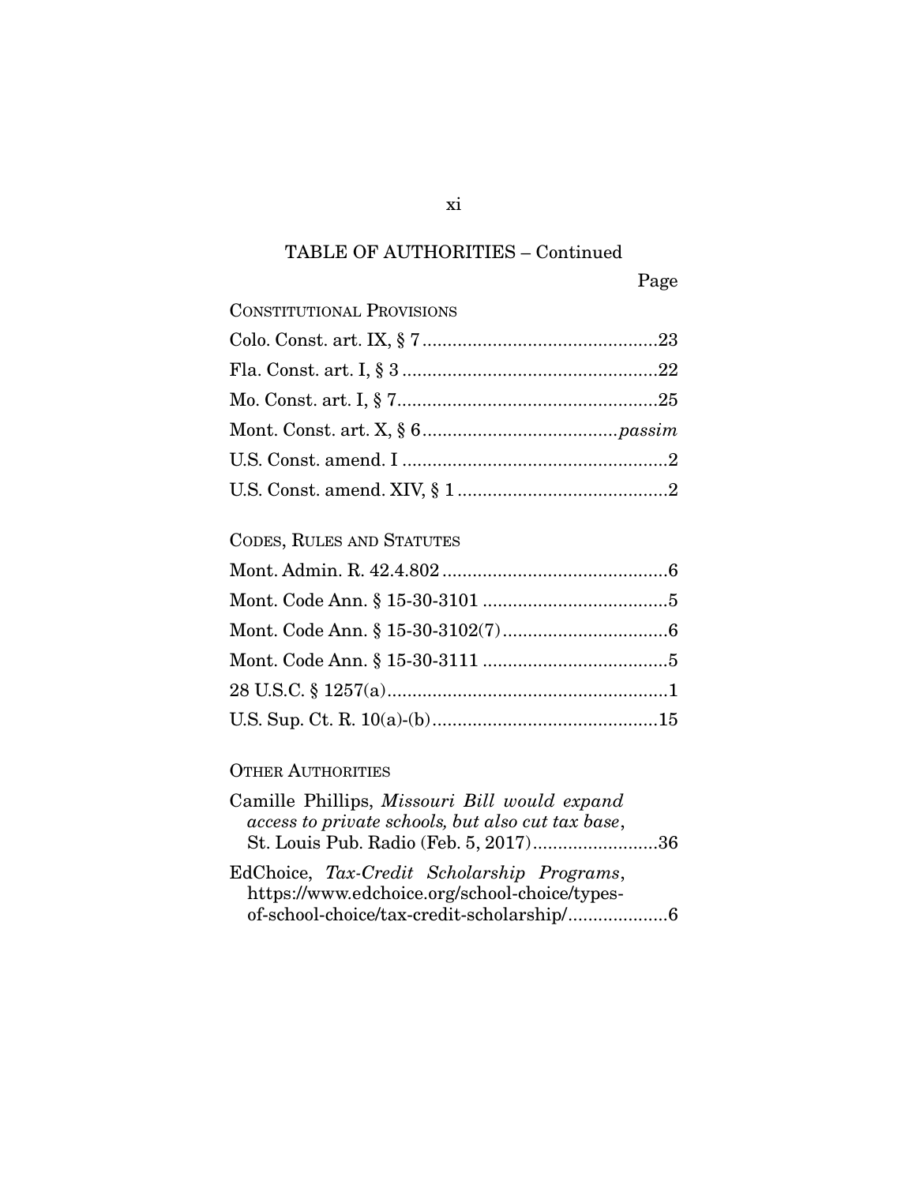TABLE OF AUTHORITIES – Continued

Page

CONSTITUTIONAL PROVISIONS

Colo. Const. art. IX, § 7 ..............................................23

Fla. Const. art. I, § 3 ..................................................22

Mo. Const. art. I, § 7....................................................25

Mont. Const. art. X, § 6 ......................................*passim*

U.S. Const. amend. I .....................................................2

U.S. Const. amend. XIV, § 1 ..........................................2

CODES, RULES AND STATUTES

Mont. Admin. R. 42.4.802 .............................................6

Mont. Code Ann. § 15-30-3101 .....................................5

Mont. Code Ann. § 15-30-3102(7) .................................6

Mont. Code Ann. § 15-30-3111 .....................................5

28 U.S.C. § 1257(a)........................................................1

U.S. Sup. Ct. R. 10(a)-(b).............................................15

OTHER AUTHORITIES

Camille Phillips, *Missouri Bill would expand access to private schools, but also cut tax base*, St. Louis Pub. Radio (Feb. 5, 2017).........................36

EdChoice, *Tax-Credit Scholarship Programs*, https://www.edchoice.org/school-choice/types-of-school-choice/tax-credit-scholarship/....................6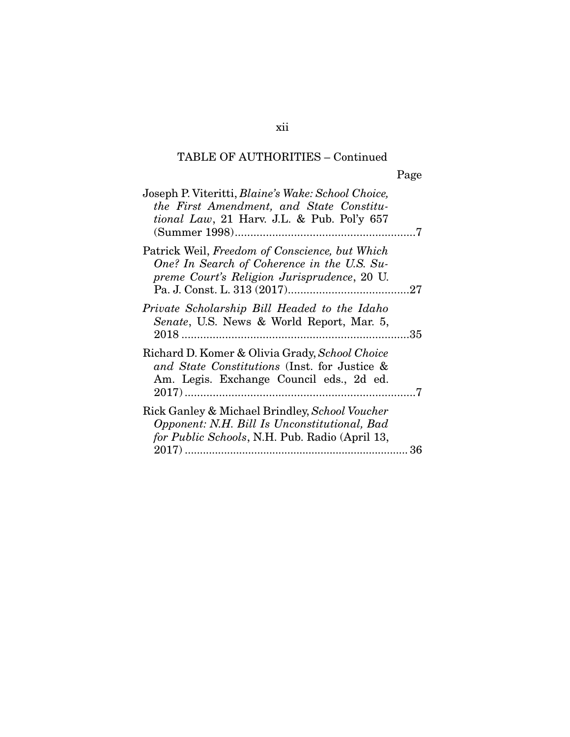TABLE OF AUTHORITIES – Continued

Page

Joseph P. Viteritti, *Blaine's Wake: School Choice, the First Amendment, and State Constitutional Law*, 21 Harv. J.L. & Pub. Pol'y 657 (Summer 1998)..........7

Patrick Weil, *Freedom of Conscience, but Which One? In Search of Coherence in the U.S. Supreme Court's Religion Jurisprudence*, 20 U. Pa. J. Const. L. 313 (2017)..........27

*Private Scholarship Bill Headed to the Idaho Senate*, U.S. News & World Report, Mar. 5, 2018..........35

Richard D. Komer & Olivia Grady, *School Choice and State Constitutions* (Inst. for Justice & Am. Legis. Exchange Council eds., 2d ed. 2017)..........7

Rick Ganley & Michael Brindley, *School Voucher Opponent: N.H. Bill Is Unconstitutional, Bad for Public Schools*, N.H. Pub. Radio (April 13, 2017)..........36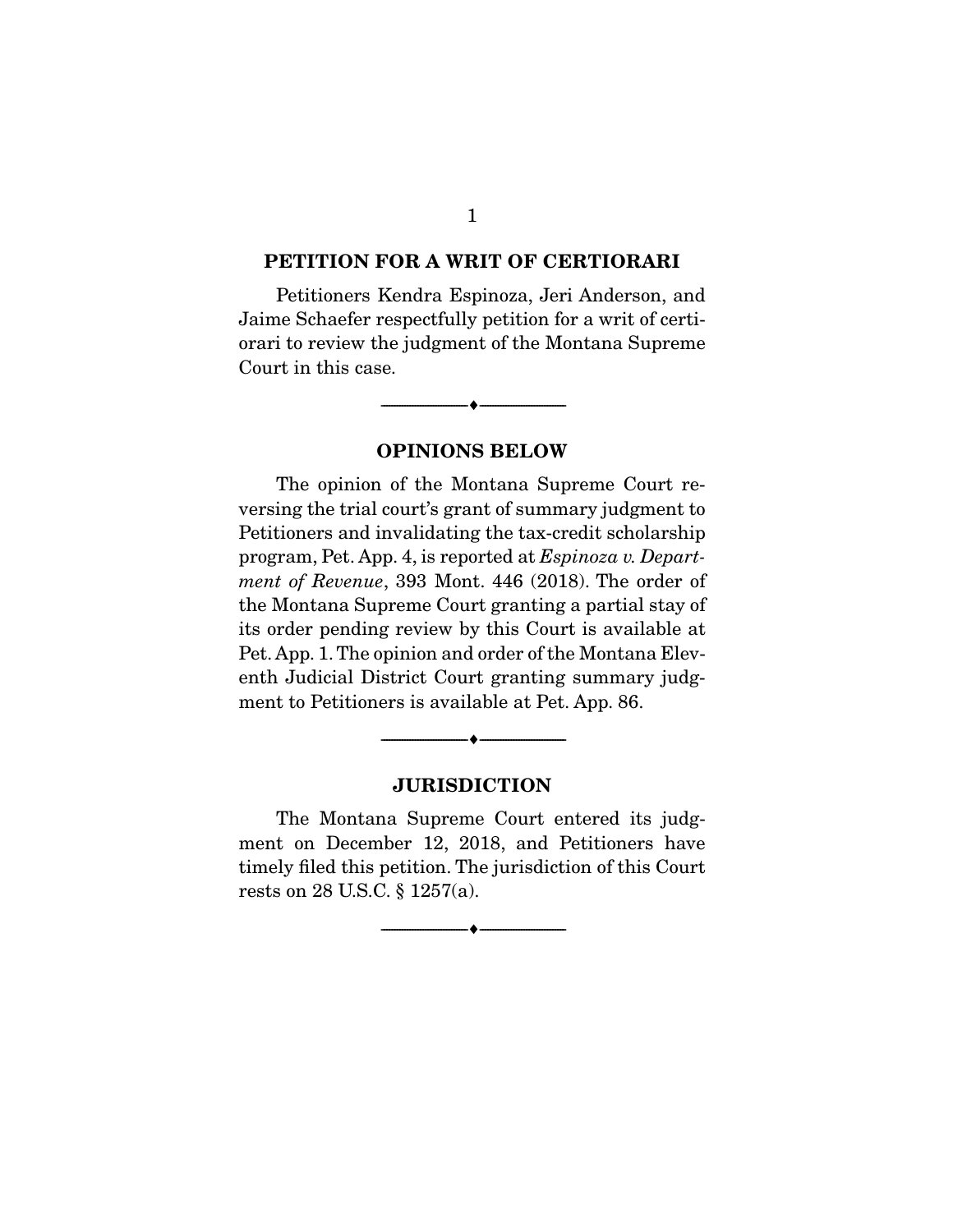## PETITION FOR A WRIT OF CERTIORARI

Petitioners Kendra Espinoza, Jeri Anderson, and Jaime Schaefer respectfully petition for a writ of certiorari to review the judgment of the Montana Supreme Court in this case.

---

## OPINIONS BELOW

The opinion of the Montana Supreme Court reversing the trial court's grant of summary judgment to Petitioners and invalidating the tax-credit scholarship program, Pet. App. 4, is reported at *Espinoza v. Department of Revenue*, 393 Mont. 446 (2018). The order of the Montana Supreme Court granting a partial stay of its order pending review by this Court is available at Pet. App. 1. The opinion and order of the Montana Eleventh Judicial District Court granting summary judgment to Petitioners is available at Pet. App. 86.

---

## JURISDICTION

The Montana Supreme Court entered its judgment on December 12, 2018, and Petitioners have timely filed this petition. The jurisdiction of this Court rests on 28 U.S.C. § 1257(a).

---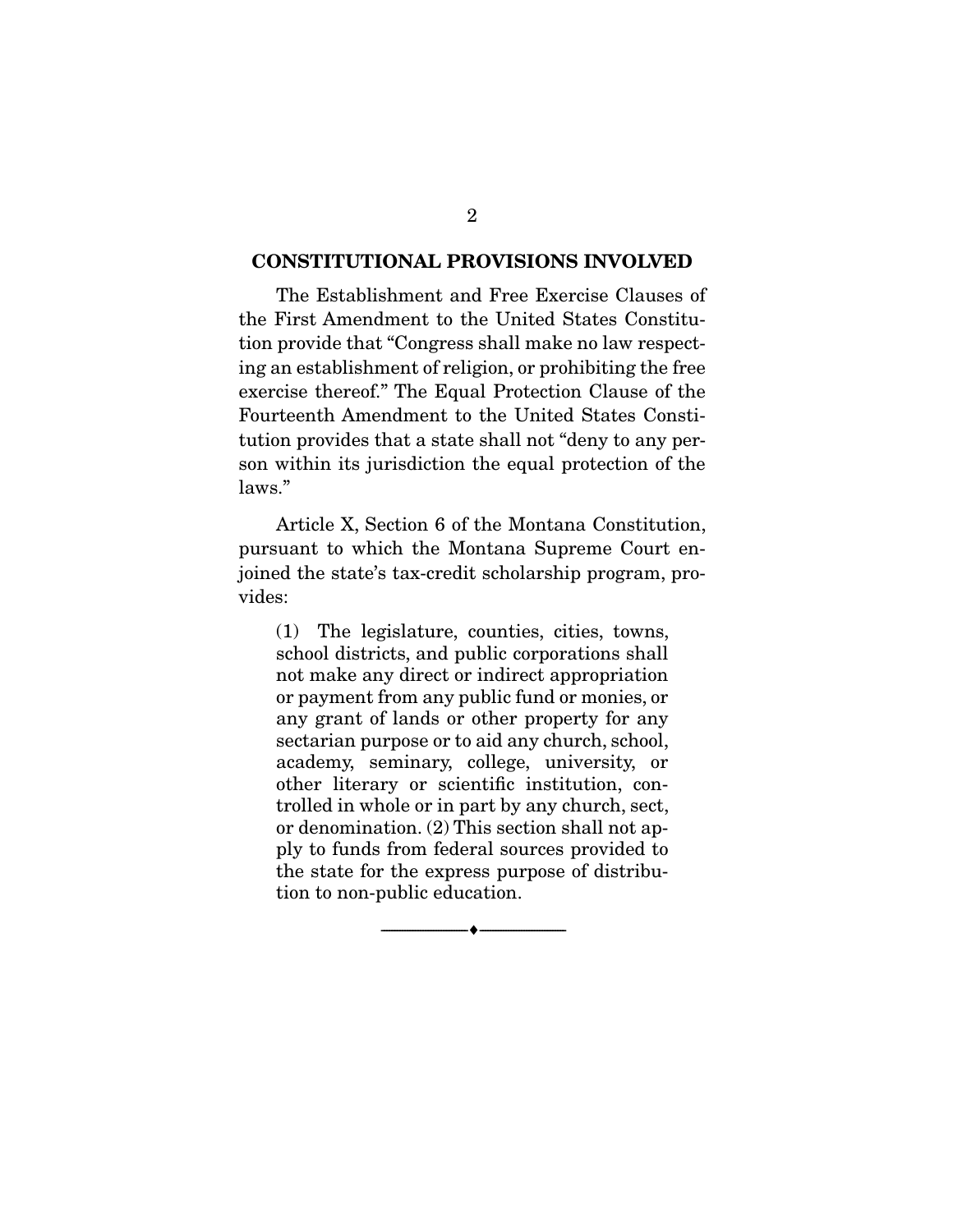## CONSTITUTIONAL PROVISIONS INVOLVED

The Establishment and Free Exercise Clauses of the First Amendment to the United States Constitution provide that "Congress shall make no law respecting an establishment of religion, or prohibiting the free exercise thereof." The Equal Protection Clause of the Fourteenth Amendment to the United States Constitution provides that a state shall not "deny to any person within its jurisdiction the equal protection of the laws."

Article X, Section 6 of the Montana Constitution, pursuant to which the Montana Supreme Court enjoined the state's tax-credit scholarship program, provides:

> (1) The legislature, counties, cities, towns, school districts, and public corporations shall not make any direct or indirect appropriation or payment from any public fund or monies, or any grant of lands or other property for any sectarian purpose or to aid any church, school, academy, seminary, college, university, or other literary or scientific institution, controlled in whole or in part by any church, sect, or denomination. (2) This section shall not apply to funds from federal sources provided to the state for the express purpose of distribution to non-public education.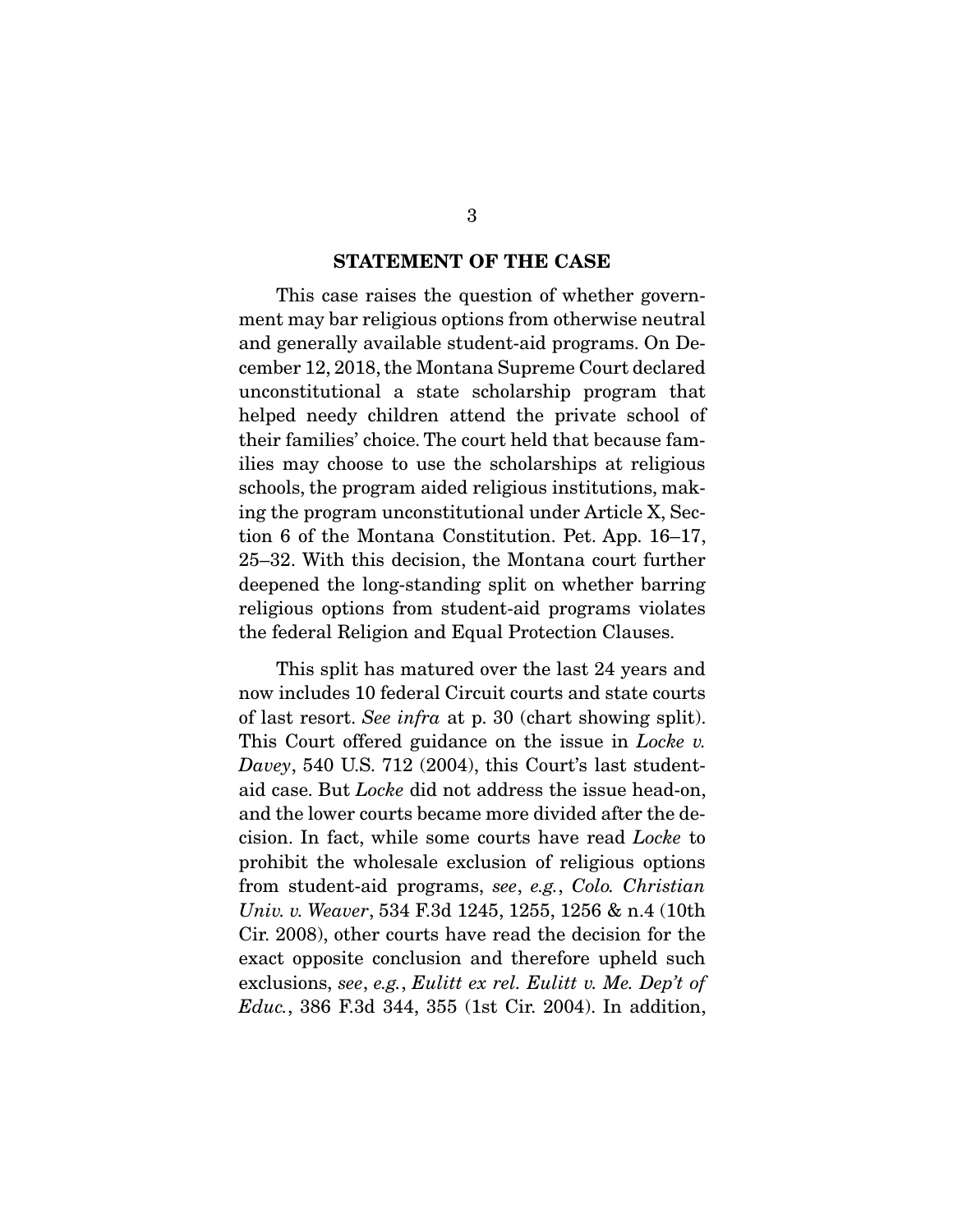## STATEMENT OF THE CASE

This case raises the question of whether government may bar religious options from otherwise neutral and generally available student-aid programs. On December 12, 2018, the Montana Supreme Court declared unconstitutional a state scholarship program that helped needy children attend the private school of their families' choice. The court held that because families may choose to use the scholarships at religious schools, the program aided religious institutions, making the program unconstitutional under Article X, Section 6 of the Montana Constitution. Pet. App. 16–17, 25–32. With this decision, the Montana court further deepened the long-standing split on whether barring religious options from student-aid programs violates the federal Religion and Equal Protection Clauses.

This split has matured over the last 24 years and now includes 10 federal Circuit courts and state courts of last resort. *See infra* at p. 30 (chart showing split). This Court offered guidance on the issue in *Locke v. Davey*, 540 U.S. 712 (2004), this Court's last student-aid case. But *Locke* did not address the issue head-on, and the lower courts became more divided after the decision. In fact, while some courts have read *Locke* to prohibit the wholesale exclusion of religious options from student-aid programs, *see*, *e.g.*, *Colo. Christian Univ. v. Weaver*, 534 F.3d 1245, 1255, 1256 & n.4 (10th Cir. 2008), other courts have read the decision for the exact opposite conclusion and therefore upheld such exclusions, *see*, *e.g.*, *Eulitt ex rel. Eulitt v. Me. Dep't of Educ.*, 386 F.3d 344, 355 (1st Cir. 2004). In addition,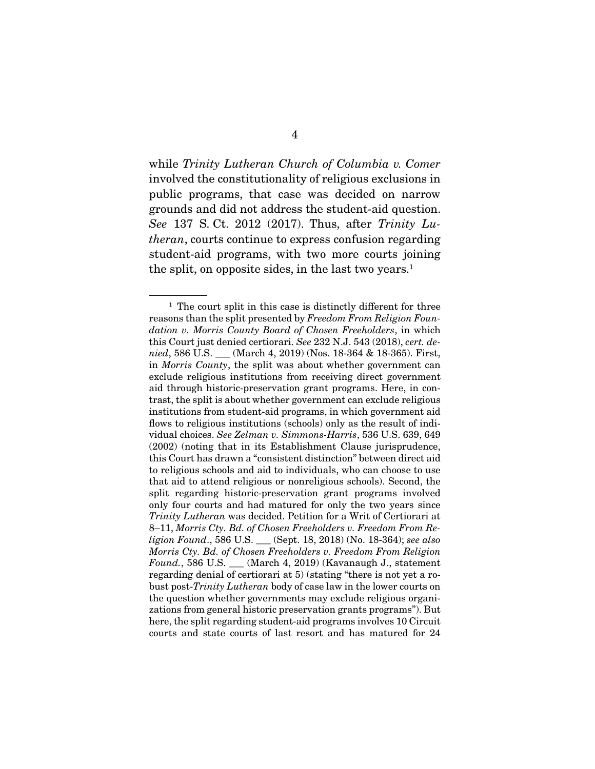while *Trinity Lutheran Church of Columbia v. Comer* involved the constitutionality of religious exclusions in public programs, that case was decided on narrow grounds and did not address the student-aid question. *See* 137 S. Ct. 2012 (2017). Thus, after *Trinity Lutheran*, courts continue to express confusion regarding student-aid programs, with two more courts joining the split, on opposite sides, in the last two years.[1]

---

[1] The court split in this case is distinctly different for three reasons than the split presented by *Freedom From Religion Foundation v. Morris County Board of Chosen Freeholders*, in which this Court just denied certiorari. *See* 232 N.J. 543 (2018), *cert. denied*, 586 U.S. ___ (March 4, 2019) (Nos. 18-364 & 18-365). First, in *Morris County*, the split was about whether government can exclude religious institutions from receiving direct government aid through historic-preservation grant programs. Here, in contrast, the split is about whether government can exclude religious institutions from student-aid programs, in which government aid flows to religious institutions (schools) only as the result of individual choices. *See Zelman v. Simmons-Harris*, 536 U.S. 639, 649 (2002) (noting that in its Establishment Clause jurisprudence, this Court has drawn a "consistent distinction" between direct aid to religious schools and aid to individuals, who can choose to use that aid to attend religious or nonreligious schools). Second, the split regarding historic-preservation grant programs involved only four courts and had matured for only the two years since *Trinity Lutheran* was decided. Petition for a Writ of Certiorari at 8–11, *Morris Cty. Bd. of Chosen Freeholders v. Freedom From Religion Found*., 586 U.S. ___ (Sept. 18, 2018) (No. 18-364); *see also Morris Cty. Bd. of Chosen Freeholders v. Freedom From Religion Found.*, 586 U.S. ___ (March 4, 2019) (Kavanaugh J., statement regarding denial of certiorari at 5) (stating "there is not yet a robust post-*Trinity Lutheran* body of case law in the lower courts on the question whether governments may exclude religious organizations from general historic preservation grants programs"). But here, the split regarding student-aid programs involves 10 Circuit courts and state courts of last resort and has matured for 24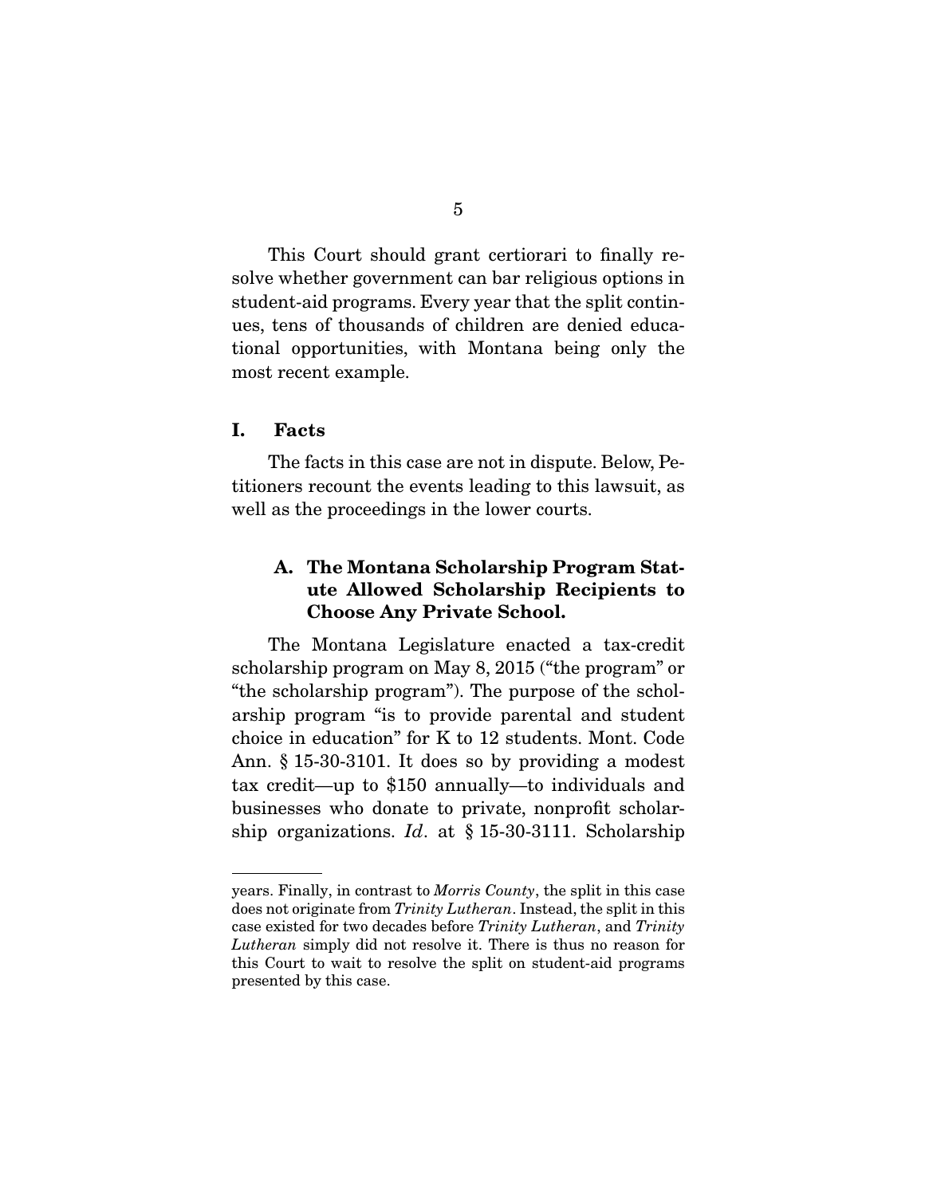This Court should grant certiorari to finally resolve whether government can bar religious options in student-aid programs. Every year that the split continues, tens of thousands of children are denied educational opportunities, with Montana being only the most recent example.

## I. Facts

The facts in this case are not in dispute. Below, Petitioners recount the events leading to this lawsuit, as well as the proceedings in the lower courts.

### A. The Montana Scholarship Program Statute Allowed Scholarship Recipients to Choose Any Private School.

The Montana Legislature enacted a tax-credit scholarship program on May 8, 2015 ("the program" or "the scholarship program"). The purpose of the scholarship program "is to provide parental and student choice in education" for K to 12 students. Mont. Code Ann. § 15-30-3101. It does so by providing a modest tax credit—up to $150 annually—to individuals and businesses who donate to private, nonprofit scholarship organizations. *Id*. at § 15-30-3111. Scholarship

---

years. Finally, in contrast to *Morris County*, the split in this case does not originate from *Trinity Lutheran*. Instead, the split in this case existed for two decades before *Trinity Lutheran*, and *Trinity Lutheran* simply did not resolve it. There is thus no reason for this Court to wait to resolve the split on student-aid programs presented by this case.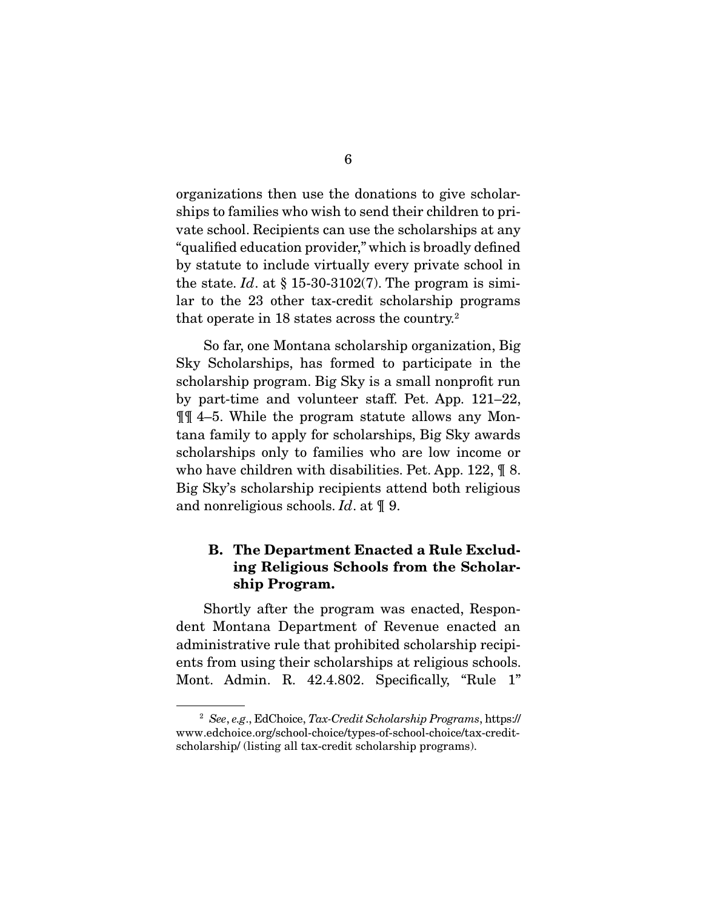organizations then use the donations to give scholarships to families who wish to send their children to private school. Recipients can use the scholarships at any "qualified education provider," which is broadly defined by statute to include virtually every private school in the state. *Id*. at § 15-30-3102(7). The program is similar to the 23 other tax-credit scholarship programs that operate in 18 states across the country.[2]

So far, one Montana scholarship organization, Big Sky Scholarships, has formed to participate in the scholarship program. Big Sky is a small nonprofit run by part-time and volunteer staff. Pet. App. 121–22, ¶¶ 4–5. While the program statute allows any Montana family to apply for scholarships, Big Sky awards scholarships only to families who are low income or who have children with disabilities. Pet. App. 122, ¶ 8. Big Sky's scholarship recipients attend both religious and nonreligious schools. *Id*. at ¶ 9.

### B. The Department Enacted a Rule Excluding Religious Schools from the Scholarship Program.

Shortly after the program was enacted, Respondent Montana Department of Revenue enacted an administrative rule that prohibited scholarship recipients from using their scholarships at religious schools. Mont. Admin. R. 42.4.802. Specifically, "Rule 1"

---

[2] *See*, *e.g*., EdChoice, *Tax-Credit Scholarship Programs*, https://www.edchoice.org/school-choice/types-of-school-choice/tax-credit-scholarship/ (listing all tax-credit scholarship programs).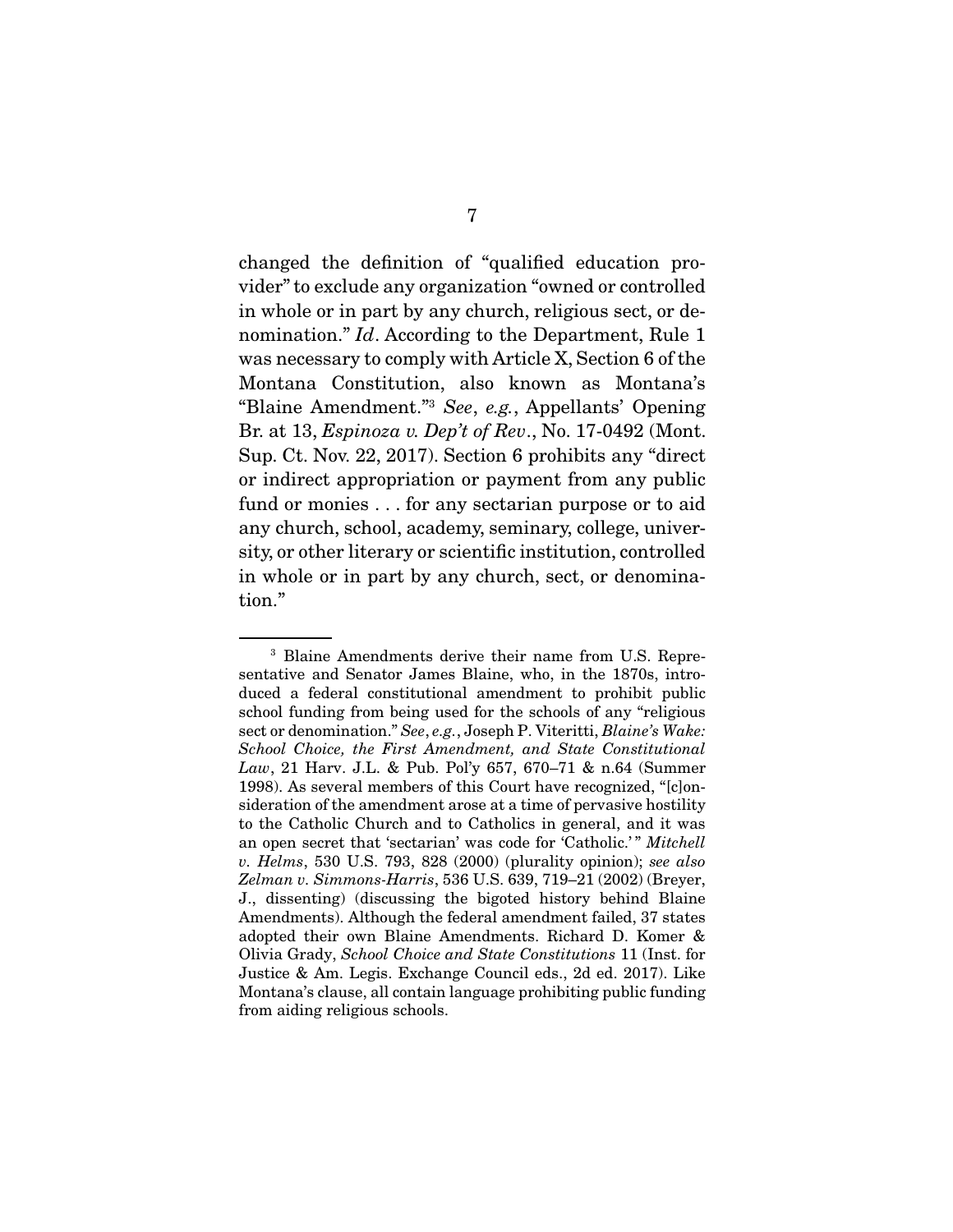changed the definition of "qualified education provider" to exclude any organization "owned or controlled in whole or in part by any church, religious sect, or denomination." *Id*. According to the Department, Rule 1 was necessary to comply with Article X, Section 6 of the Montana Constitution, also known as Montana's "Blaine Amendment."[3] *See*, *e.g.*, Appellants' Opening Br. at 13, *Espinoza v. Dep't of Rev*., No. 17-0492 (Mont. Sup. Ct. Nov. 22, 2017). Section 6 prohibits any "direct or indirect appropriation or payment from any public fund or monies . . . for any sectarian purpose or to aid any church, school, academy, seminary, college, university, or other literary or scientific institution, controlled in whole or in part by any church, sect, or denomination."

---

[3] Blaine Amendments derive their name from U.S. Representative and Senator James Blaine, who, in the 1870s, introduced a federal constitutional amendment to prohibit public school funding from being used for the schools of any "religious sect or denomination." *See*, *e.g.*, Joseph P. Viteritti, *Blaine's Wake: School Choice, the First Amendment, and State Constitutional Law*, 21 Harv. J.L. & Pub. Pol'y 657, 670–71 & n.64 (Summer 1998). As several members of this Court have recognized, "[c]onsideration of the amendment arose at a time of pervasive hostility to the Catholic Church and to Catholics in general, and it was an open secret that 'sectarian' was code for 'Catholic.'" *Mitchell v. Helms*, 530 U.S. 793, 828 (2000) (plurality opinion); *see also Zelman v. Simmons-Harris*, 536 U.S. 639, 719–21 (2002) (Breyer, J., dissenting) (discussing the bigoted history behind Blaine Amendments). Although the federal amendment failed, 37 states adopted their own Blaine Amendments. Richard D. Komer & Olivia Grady, *School Choice and State Constitutions* 11 (Inst. for Justice & Am. Legis. Exchange Council eds., 2d ed. 2017). Like Montana's clause, all contain language prohibiting public funding from aiding religious schools.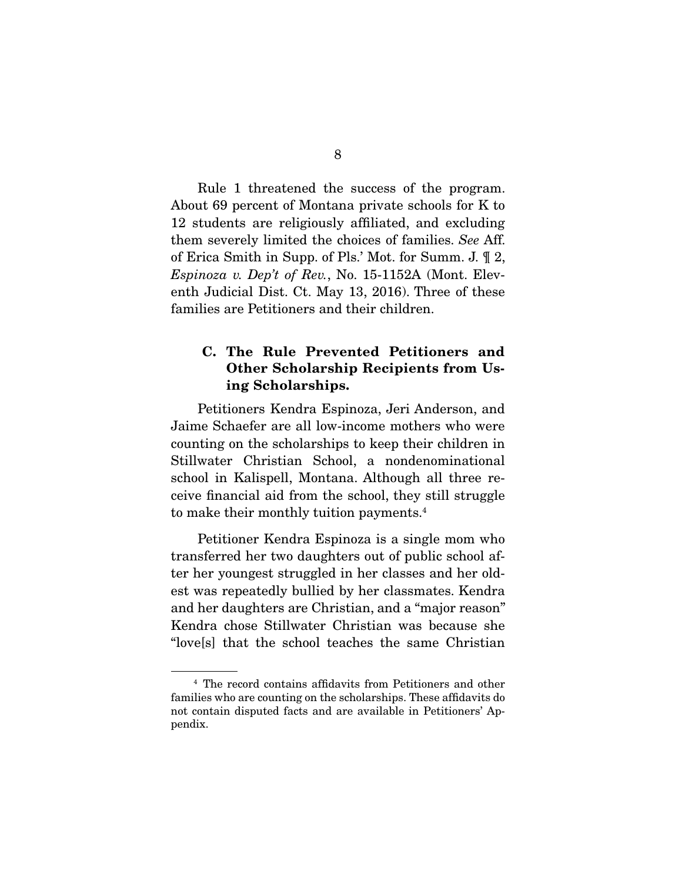Rule 1 threatened the success of the program. About 69 percent of Montana private schools for K to 12 students are religiously affiliated, and excluding them severely limited the choices of families. *See* Aff. of Erica Smith in Supp. of Pls.' Mot. for Summ. J. ¶ 2, *Espinoza v. Dep't of Rev.*, No. 15-1152A (Mont. Eleventh Judicial Dist. Ct. May 13, 2016). Three of these families are Petitioners and their children.

### C. The Rule Prevented Petitioners and Other Scholarship Recipients from Using Scholarships.

Petitioners Kendra Espinoza, Jeri Anderson, and Jaime Schaefer are all low-income mothers who were counting on the scholarships to keep their children in Stillwater Christian School, a nondenominational school in Kalispell, Montana. Although all three receive financial aid from the school, they still struggle to make their monthly tuition payments.[4]

Petitioner Kendra Espinoza is a single mom who transferred her two daughters out of public school after her youngest struggled in her classes and her oldest was repeatedly bullied by her classmates. Kendra and her daughters are Christian, and a "major reason" Kendra chose Stillwater Christian was because she "love[s] that the school teaches the same Christian

---

[4] The record contains affidavits from Petitioners and other families who are counting on the scholarships. These affidavits do not contain disputed facts and are available in Petitioners' Appendix.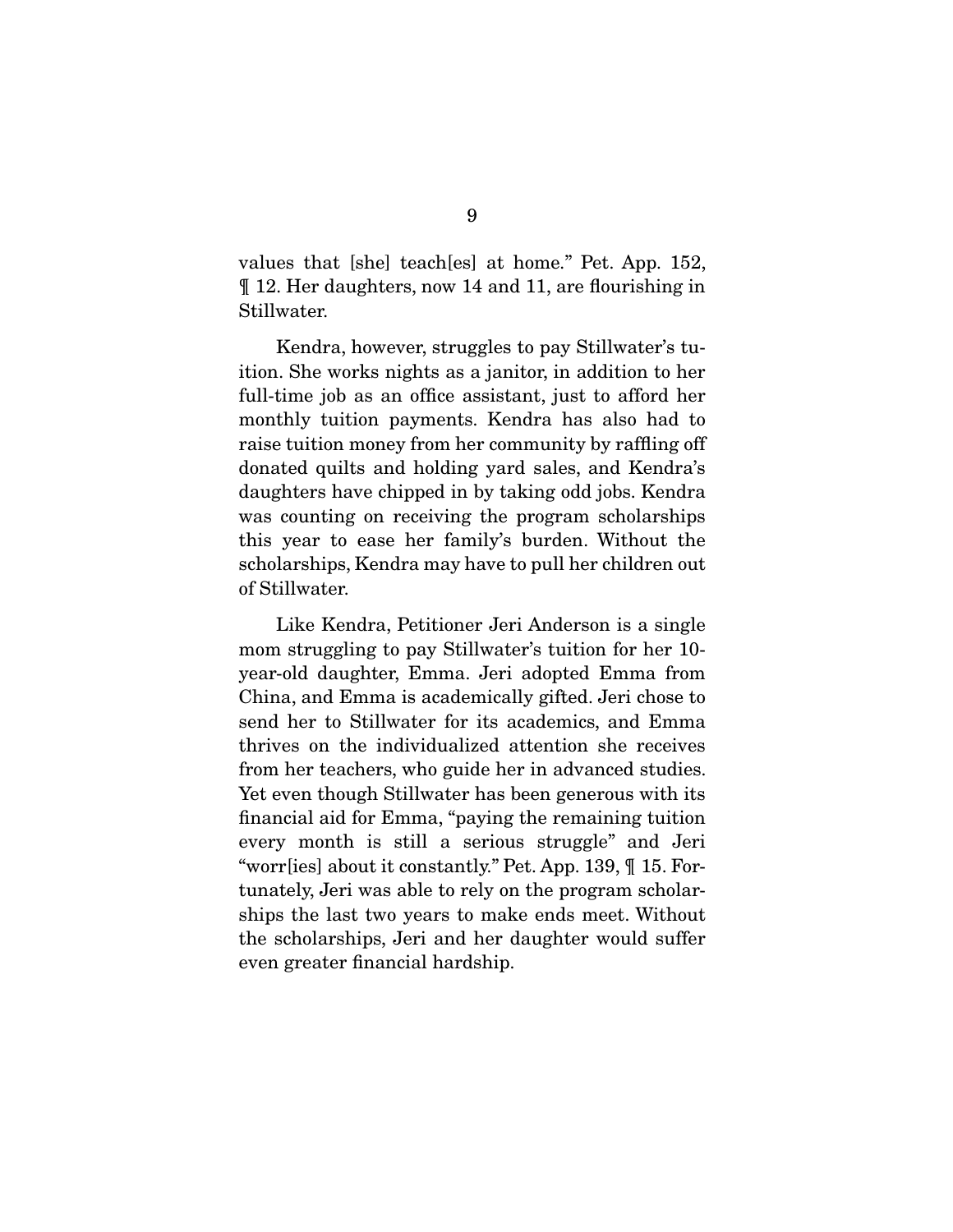values that [she] teach[es] at home." Pet. App. 152, ¶ 12. Her daughters, now 14 and 11, are flourishing in Stillwater.

Kendra, however, struggles to pay Stillwater's tuition. She works nights as a janitor, in addition to her full-time job as an office assistant, just to afford her monthly tuition payments. Kendra has also had to raise tuition money from her community by raffling off donated quilts and holding yard sales, and Kendra's daughters have chipped in by taking odd jobs. Kendra was counting on receiving the program scholarships this year to ease her family's burden. Without the scholarships, Kendra may have to pull her children out of Stillwater.

Like Kendra, Petitioner Jeri Anderson is a single mom struggling to pay Stillwater's tuition for her 10-year-old daughter, Emma. Jeri adopted Emma from China, and Emma is academically gifted. Jeri chose to send her to Stillwater for its academics, and Emma thrives on the individualized attention she receives from her teachers, who guide her in advanced studies. Yet even though Stillwater has been generous with its financial aid for Emma, "paying the remaining tuition every month is still a serious struggle" and Jeri "worr[ies] about it constantly." Pet. App. 139, ¶ 15. Fortunately, Jeri was able to rely on the program scholarships the last two years to make ends meet. Without the scholarships, Jeri and her daughter would suffer even greater financial hardship.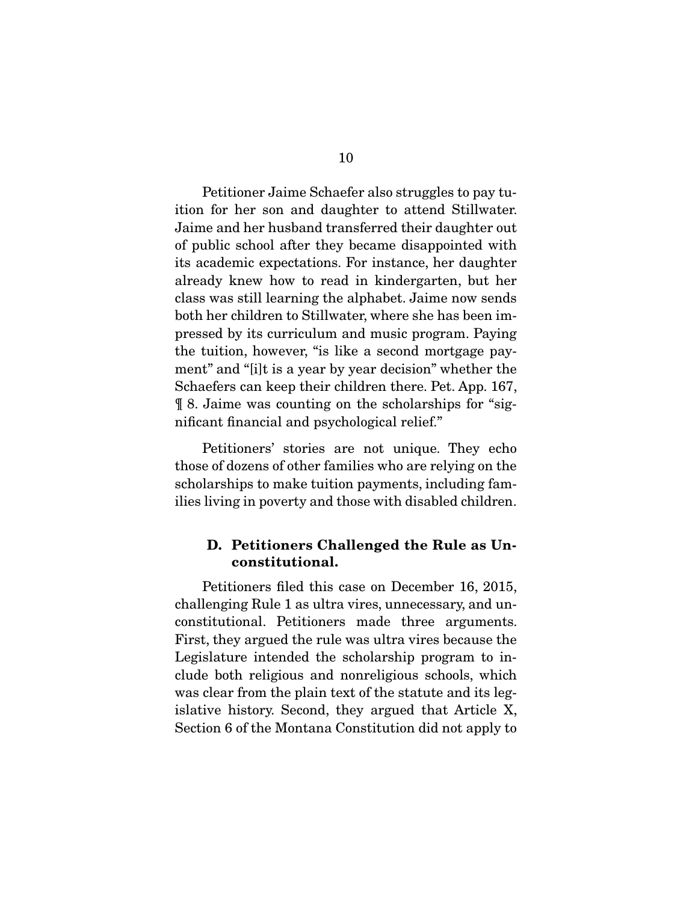Petitioner Jaime Schaefer also struggles to pay tuition for her son and daughter to attend Stillwater. Jaime and her husband transferred their daughter out of public school after they became disappointed with its academic expectations. For instance, her daughter already knew how to read in kindergarten, but her class was still learning the alphabet. Jaime now sends both her children to Stillwater, where she has been impressed by its curriculum and music program. Paying the tuition, however, "is like a second mortgage payment" and "[i]t is a year by year decision" whether the Schaefers can keep their children there. Pet. App. 167, ¶ 8. Jaime was counting on the scholarships for "significant financial and psychological relief."

Petitioners' stories are not unique. They echo those of dozens of other families who are relying on the scholarships to make tuition payments, including families living in poverty and those with disabled children.

### D. Petitioners Challenged the Rule as Unconstitutional.

Petitioners filed this case on December 16, 2015, challenging Rule 1 as ultra vires, unnecessary, and unconstitutional. Petitioners made three arguments. First, they argued the rule was ultra vires because the Legislature intended the scholarship program to include both religious and nonreligious schools, which was clear from the plain text of the statute and its legislative history. Second, they argued that Article X, Section 6 of the Montana Constitution did not apply to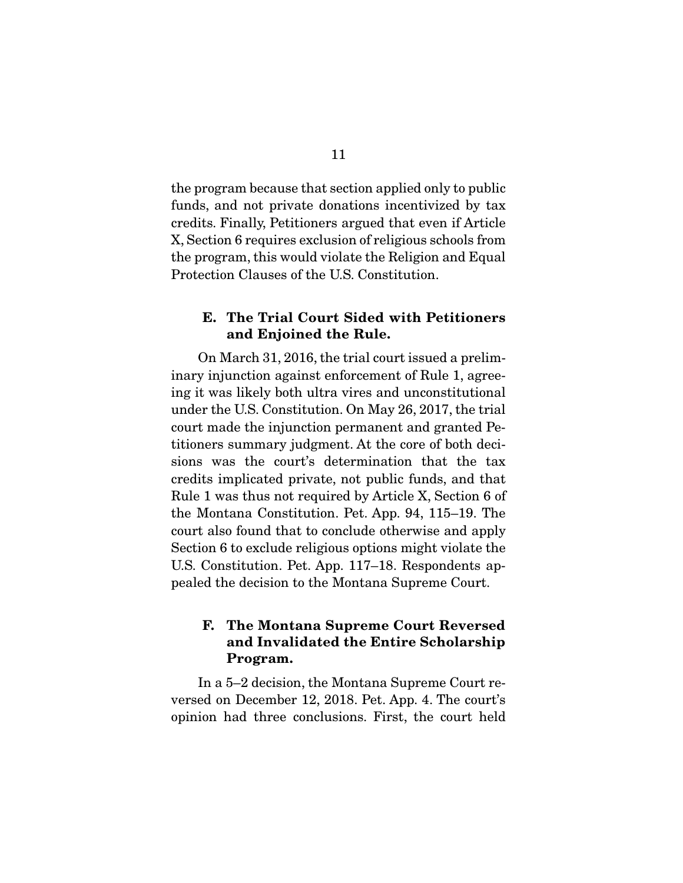the program because that section applied only to public funds, and not private donations incentivized by tax credits. Finally, Petitioners argued that even if Article X, Section 6 requires exclusion of religious schools from the program, this would violate the Religion and Equal Protection Clauses of the U.S. Constitution.

### E. The Trial Court Sided with Petitioners and Enjoined the Rule.

On March 31, 2016, the trial court issued a preliminary injunction against enforcement of Rule 1, agreeing it was likely both ultra vires and unconstitutional under the U.S. Constitution. On May 26, 2017, the trial court made the injunction permanent and granted Petitioners summary judgment. At the core of both decisions was the court's determination that the tax credits implicated private, not public funds, and that Rule 1 was thus not required by Article X, Section 6 of the Montana Constitution. Pet. App. 94, 115–19. The court also found that to conclude otherwise and apply Section 6 to exclude religious options might violate the U.S. Constitution. Pet. App. 117–18. Respondents appealed the decision to the Montana Supreme Court.

### F. The Montana Supreme Court Reversed and Invalidated the Entire Scholarship Program.

In a 5–2 decision, the Montana Supreme Court reversed on December 12, 2018. Pet. App. 4. The court's opinion had three conclusions. First, the court held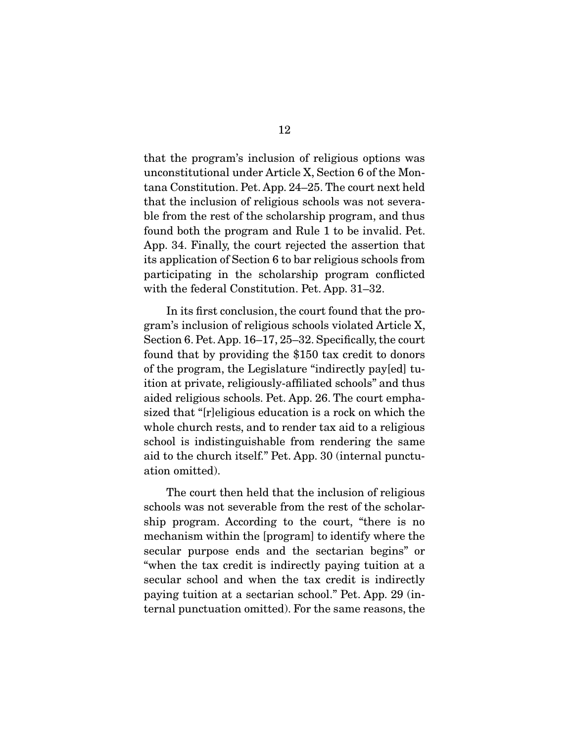that the program's inclusion of religious options was unconstitutional under Article X, Section 6 of the Montana Constitution. Pet. App. 24–25. The court next held that the inclusion of religious schools was not severable from the rest of the scholarship program, and thus found both the program and Rule 1 to be invalid. Pet. App. 34. Finally, the court rejected the assertion that its application of Section 6 to bar religious schools from participating in the scholarship program conflicted with the federal Constitution. Pet. App. 31–32.

In its first conclusion, the court found that the program's inclusion of religious schools violated Article X, Section 6. Pet. App. 16–17, 25–32. Specifically, the court found that by providing the $150 tax credit to donors of the program, the Legislature "indirectly pay[ed] tuition at private, religiously-affiliated schools" and thus aided religious schools. Pet. App. 26. The court emphasized that "[r]eligious education is a rock on which the whole church rests, and to render tax aid to a religious school is indistinguishable from rendering the same aid to the church itself." Pet. App. 30 (internal punctuation omitted).

The court then held that the inclusion of religious schools was not severable from the rest of the scholarship program. According to the court, "there is no mechanism within the [program] to identify where the secular purpose ends and the sectarian begins" or "when the tax credit is indirectly paying tuition at a secular school and when the tax credit is indirectly paying tuition at a sectarian school." Pet. App. 29 (internal punctuation omitted). For the same reasons, the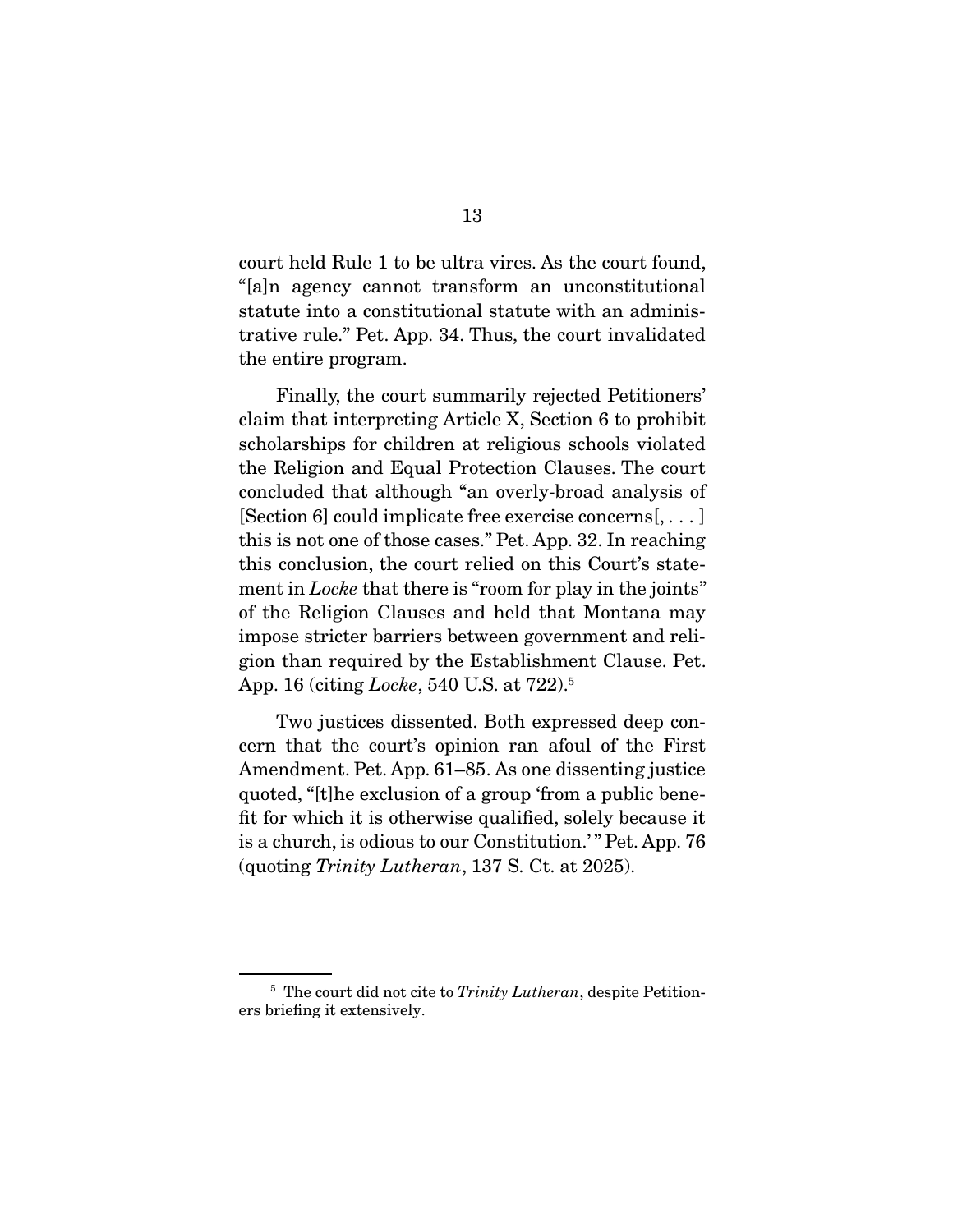court held Rule 1 to be ultra vires. As the court found, "[a]n agency cannot transform an unconstitutional statute into a constitutional statute with an administrative rule." Pet. App. 34. Thus, the court invalidated the entire program.

Finally, the court summarily rejected Petitioners' claim that interpreting Article X, Section 6 to prohibit scholarships for children at religious schools violated the Religion and Equal Protection Clauses. The court concluded that although "an overly-broad analysis of [Section 6] could implicate free exercise concerns[, . . . ] this is not one of those cases." Pet. App. 32. In reaching this conclusion, the court relied on this Court's statement in *Locke* that there is "room for play in the joints" of the Religion Clauses and held that Montana may impose stricter barriers between government and religion than required by the Establishment Clause. Pet. App. 16 (citing *Locke*, 540 U.S. at 722).[5]

Two justices dissented. Both expressed deep concern that the court's opinion ran afoul of the First Amendment. Pet. App. 61–85. As one dissenting justice quoted, "[t]he exclusion of a group 'from a public benefit for which it is otherwise qualified, solely because it is a church, is odious to our Constitution.'" Pet. App. 76 (quoting *Trinity Lutheran*, 137 S. Ct. at 2025).

[5] The court did not cite to *Trinity Lutheran*, despite Petitioners briefing it extensively.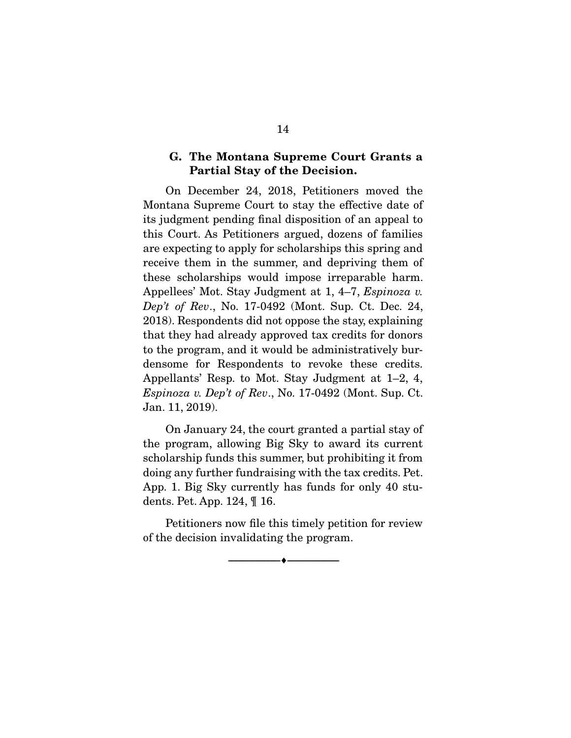### G. The Montana Supreme Court Grants a Partial Stay of the Decision.

On December 24, 2018, Petitioners moved the Montana Supreme Court to stay the effective date of its judgment pending final disposition of an appeal to this Court. As Petitioners argued, dozens of families are expecting to apply for scholarships this spring and receive them in the summer, and depriving them of these scholarships would impose irreparable harm. Appellees' Mot. Stay Judgment at 1, 4–7, *Espinoza v. Dep't of Rev*., No. 17-0492 (Mont. Sup. Ct. Dec. 24, 2018). Respondents did not oppose the stay, explaining that they had already approved tax credits for donors to the program, and it would be administratively burdensome for Respondents to revoke these credits. Appellants' Resp. to Mot. Stay Judgment at 1–2, 4, *Espinoza v. Dep't of Rev*., No. 17-0492 (Mont. Sup. Ct. Jan. 11, 2019).

On January 24, the court granted a partial stay of the program, allowing Big Sky to award its current scholarship funds this summer, but prohibiting it from doing any further fundraising with the tax credits. Pet. App. 1. Big Sky currently has funds for only 40 students. Pet. App. 124, ¶ 16.

Petitioners now file this timely petition for review of the decision invalidating the program.

————♦————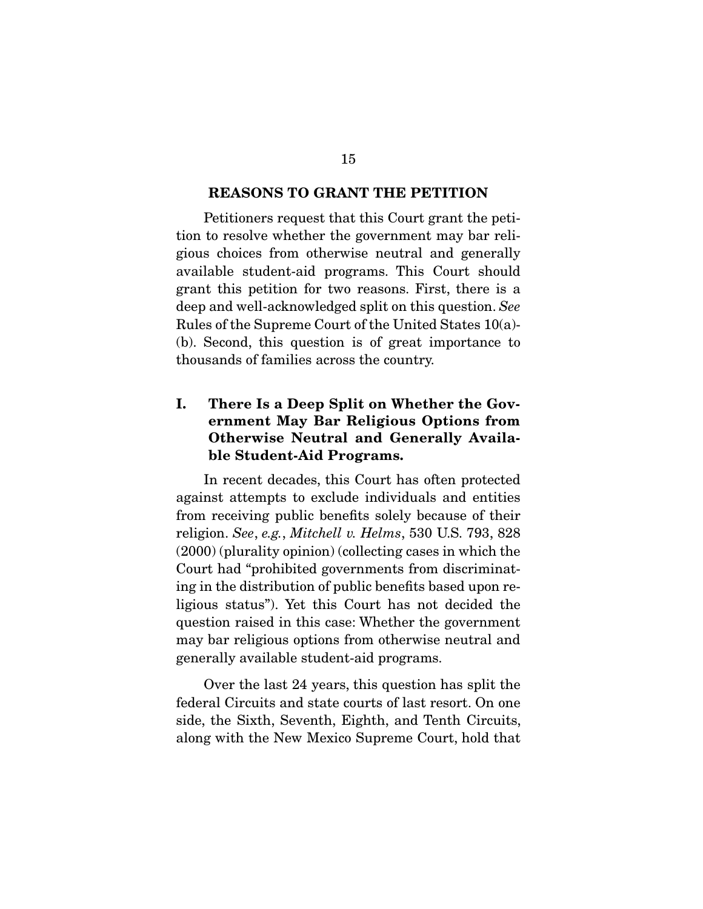## REASONS TO GRANT THE PETITION

Petitioners request that this Court grant the petition to resolve whether the government may bar religious choices from otherwise neutral and generally available student-aid programs. This Court should grant this petition for two reasons. First, there is a deep and well-acknowledged split on this question. *See* Rules of the Supreme Court of the United States 10(a)-(b). Second, this question is of great importance to thousands of families across the country.

### I. There Is a Deep Split on Whether the Government May Bar Religious Options from Otherwise Neutral and Generally Available Student-Aid Programs.

In recent decades, this Court has often protected against attempts to exclude individuals and entities from receiving public benefits solely because of their religion. *See*, *e.g.*, *Mitchell v. Helms*, 530 U.S. 793, 828 (2000) (plurality opinion) (collecting cases in which the Court had "prohibited governments from discriminating in the distribution of public benefits based upon religious status"). Yet this Court has not decided the question raised in this case: Whether the government may bar religious options from otherwise neutral and generally available student-aid programs.

Over the last 24 years, this question has split the federal Circuits and state courts of last resort. On one side, the Sixth, Seventh, Eighth, and Tenth Circuits, along with the New Mexico Supreme Court, hold that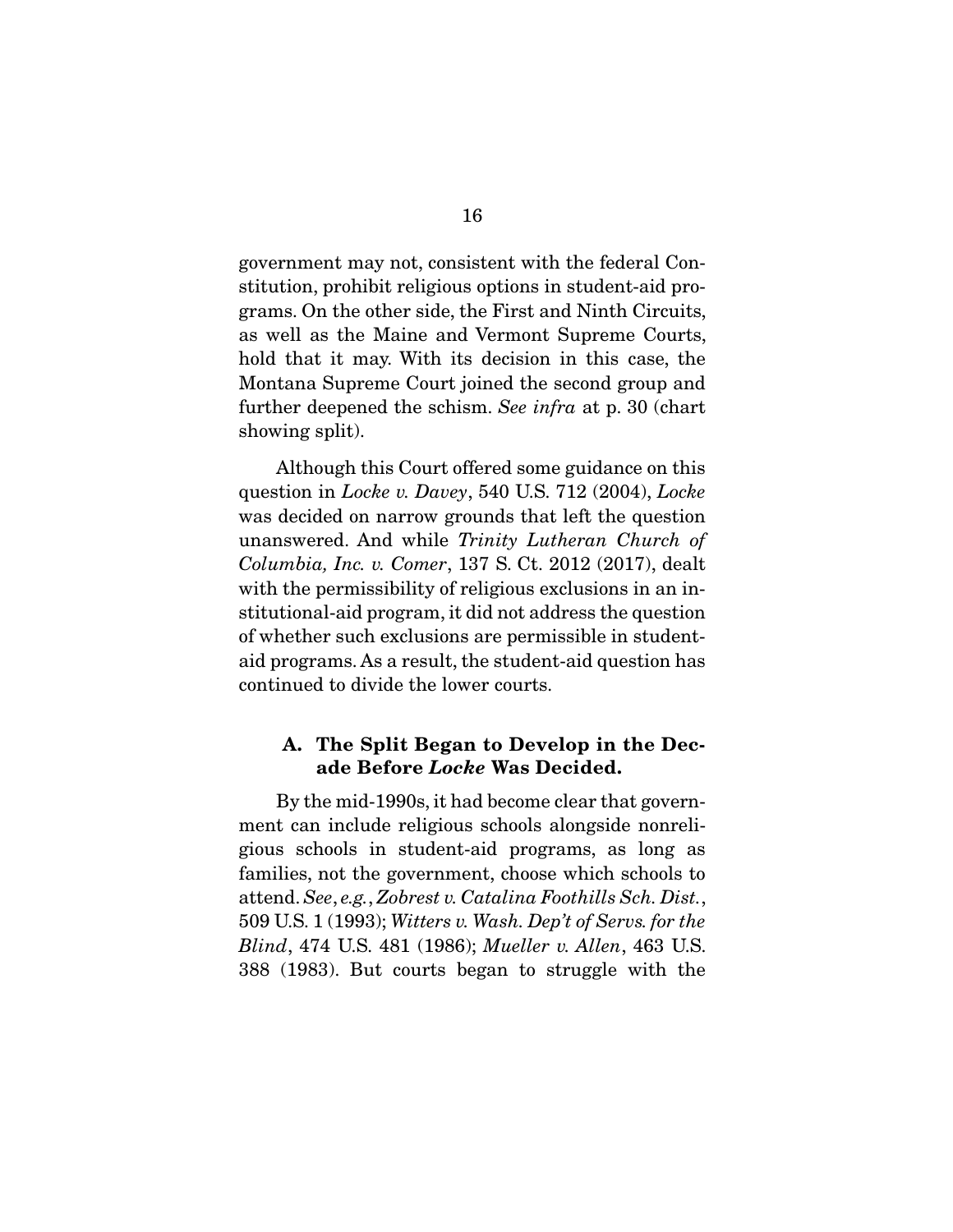government may not, consistent with the federal Constitution, prohibit religious options in student-aid programs. On the other side, the First and Ninth Circuits, as well as the Maine and Vermont Supreme Courts, hold that it may. With its decision in this case, the Montana Supreme Court joined the second group and further deepened the schism. *See infra* at p. 30 (chart showing split).

Although this Court offered some guidance on this question in *Locke v. Davey*, 540 U.S. 712 (2004), *Locke* was decided on narrow grounds that left the question unanswered. And while *Trinity Lutheran Church of Columbia, Inc. v. Comer*, 137 S. Ct. 2012 (2017), dealt with the permissibility of religious exclusions in an institutional-aid program, it did not address the question of whether such exclusions are permissible in student-aid programs. As a result, the student-aid question has continued to divide the lower courts.

### A. The Split Began to Develop in the Decade Before *Locke* Was Decided.

By the mid-1990s, it had become clear that government can include religious schools alongside nonreligious schools in student-aid programs, as long as families, not the government, choose which schools to attend. *See*, *e.g.*, *Zobrest v. Catalina Foothills Sch. Dist.*, 509 U.S. 1 (1993); *Witters v. Wash. Dep't of Servs. for the Blind*, 474 U.S. 481 (1986); *Mueller v. Allen*, 463 U.S. 388 (1983). But courts began to struggle with the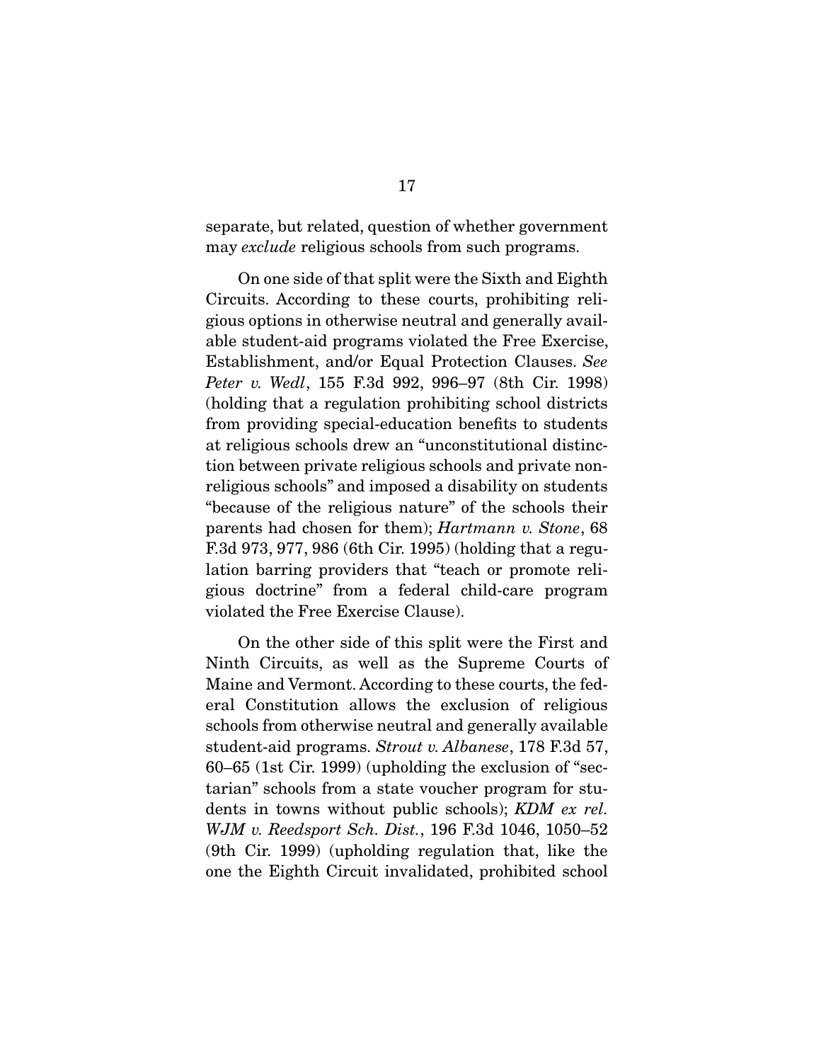separate, but related, question of whether government may *exclude* religious schools from such programs.

On one side of that split were the Sixth and Eighth Circuits. According to these courts, prohibiting religious options in otherwise neutral and generally available student-aid programs violated the Free Exercise, Establishment, and/or Equal Protection Clauses. *See Peter v. Wedl*, 155 F.3d 992, 996–97 (8th Cir. 1998) (holding that a regulation prohibiting school districts from providing special-education benefits to students at religious schools drew an "unconstitutional distinction between private religious schools and private nonreligious schools" and imposed a disability on students "because of the religious nature" of the schools their parents had chosen for them); *Hartmann v. Stone*, 68 F.3d 973, 977, 986 (6th Cir. 1995) (holding that a regulation barring providers that "teach or promote religious doctrine" from a federal child-care program violated the Free Exercise Clause).

On the other side of this split were the First and Ninth Circuits, as well as the Supreme Courts of Maine and Vermont. According to these courts, the federal Constitution allows the exclusion of religious schools from otherwise neutral and generally available student-aid programs. *Strout v. Albanese*, 178 F.3d 57, 60–65 (1st Cir. 1999) (upholding the exclusion of "sectarian" schools from a state voucher program for students in towns without public schools); *KDM ex rel. WJM v. Reedsport Sch. Dist.*, 196 F.3d 1046, 1050–52 (9th Cir. 1999) (upholding regulation that, like the one the Eighth Circuit invalidated, prohibited school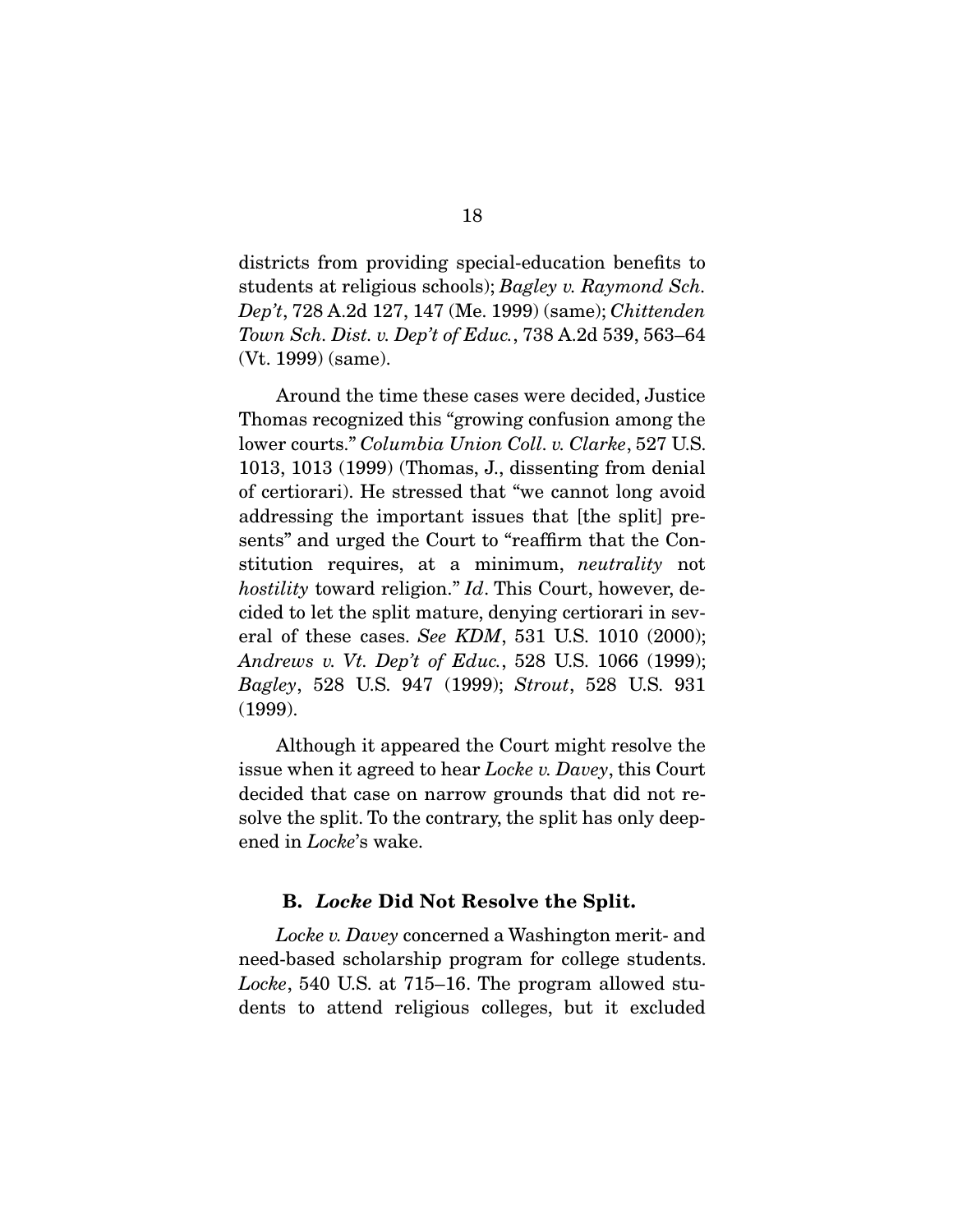districts from providing special-education benefits to students at religious schools); *Bagley v. Raymond Sch. Dep't*, 728 A.2d 127, 147 (Me. 1999) (same); *Chittenden Town Sch. Dist. v. Dep't of Educ.*, 738 A.2d 539, 563–64 (Vt. 1999) (same).

Around the time these cases were decided, Justice Thomas recognized this "growing confusion among the lower courts." *Columbia Union Coll. v. Clarke*, 527 U.S. 1013, 1013 (1999) (Thomas, J., dissenting from denial of certiorari). He stressed that "we cannot long avoid addressing the important issues that [the split] presents" and urged the Court to "reaffirm that the Constitution requires, at a minimum, *neutrality* not *hostility* toward religion." *Id*. This Court, however, decided to let the split mature, denying certiorari in several of these cases. *See KDM*, 531 U.S. 1010 (2000); *Andrews v. Vt. Dep't of Educ.*, 528 U.S. 1066 (1999); *Bagley*, 528 U.S. 947 (1999); *Strout*, 528 U.S. 931 (1999).

Although it appeared the Court might resolve the issue when it agreed to hear *Locke v. Davey*, this Court decided that case on narrow grounds that did not resolve the split. To the contrary, the split has only deepened in *Locke*'s wake.

### B. *Locke* Did Not Resolve the Split.

*Locke v. Davey* concerned a Washington merit- and need-based scholarship program for college students. *Locke*, 540 U.S. at 715–16. The program allowed students to attend religious colleges, but it excluded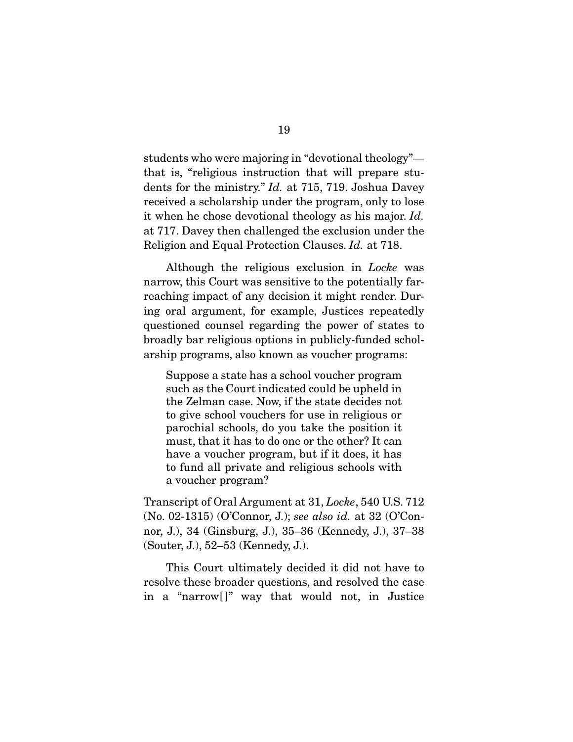students who were majoring in "devotional theology"—that is, "religious instruction that will prepare students for the ministry." *Id.* at 715, 719. Joshua Davey received a scholarship under the program, only to lose it when he chose devotional theology as his major. *Id.* at 717. Davey then challenged the exclusion under the Religion and Equal Protection Clauses. *Id.* at 718.

Although the religious exclusion in *Locke* was narrow, this Court was sensitive to the potentially far-reaching impact of any decision it might render. During oral argument, for example, Justices repeatedly questioned counsel regarding the power of states to broadly bar religious options in publicly-funded scholarship programs, also known as voucher programs:

> Suppose a state has a school voucher program such as the Court indicated could be upheld in the Zelman case. Now, if the state decides not to give school vouchers for use in religious or parochial schools, do you take the position it must, that it has to do one or the other? It can have a voucher program, but if it does, it has to fund all private and religious schools with a voucher program?

Transcript of Oral Argument at 31, *Locke*, 540 U.S. 712 (No. 02-1315) (O'Connor, J.); *see also id.* at 32 (O'Connor, J.), 34 (Ginsburg, J.), 35–36 (Kennedy, J.), 37–38 (Souter, J.), 52–53 (Kennedy, J.).

This Court ultimately decided it did not have to resolve these broader questions, and resolved the case in a "narrow[]" way that would not, in Justice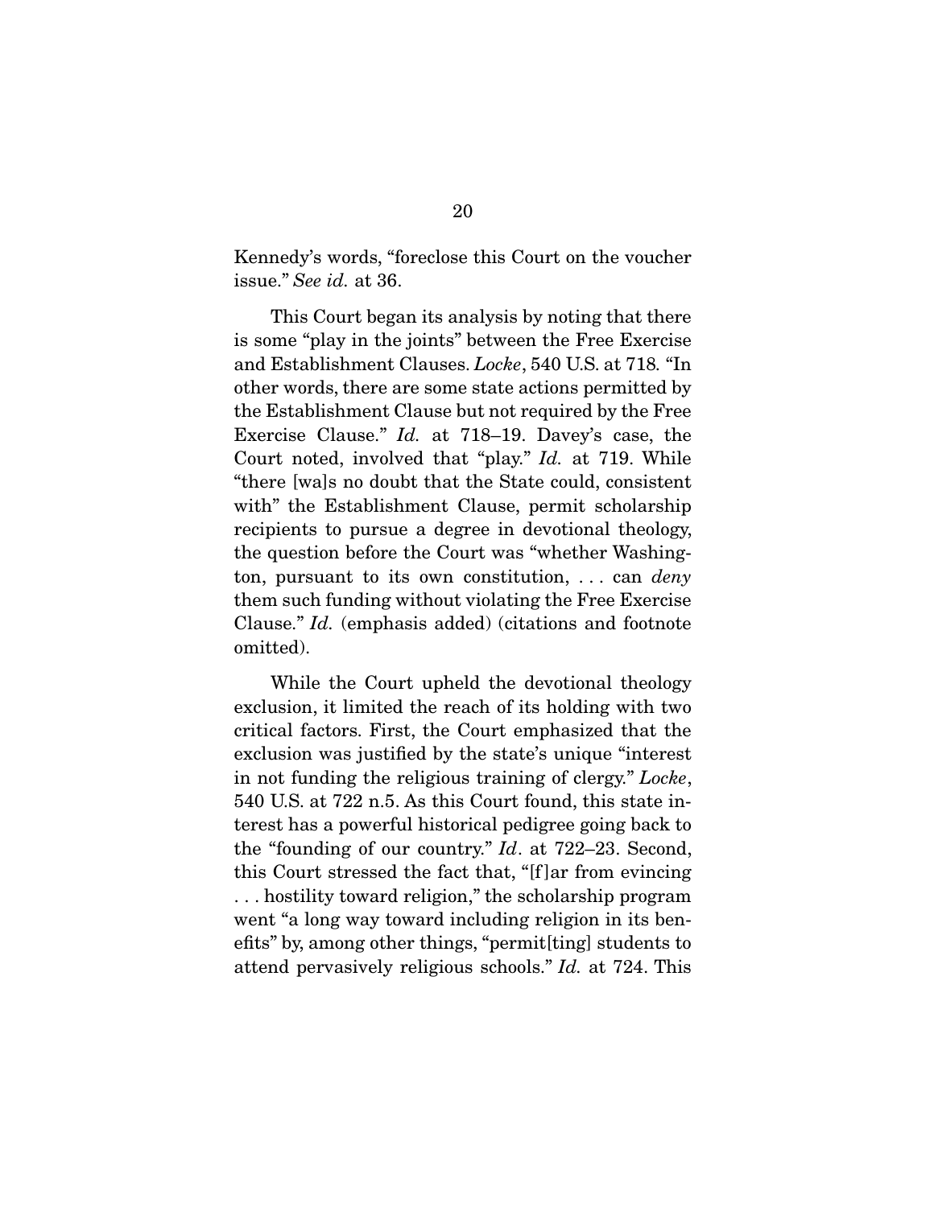Kennedy's words, "foreclose this Court on the voucher issue." *See id.* at 36.

This Court began its analysis by noting that there is some "play in the joints" between the Free Exercise and Establishment Clauses. *Locke*, 540 U.S. at 718. "In other words, there are some state actions permitted by the Establishment Clause but not required by the Free Exercise Clause." *Id.* at 718–19. Davey's case, the Court noted, involved that "play." *Id.* at 719. While "there [wa]s no doubt that the State could, consistent with" the Establishment Clause, permit scholarship recipients to pursue a degree in devotional theology, the question before the Court was "whether Washington, pursuant to its own constitution, . . . can *deny* them such funding without violating the Free Exercise Clause." *Id.* (emphasis added) (citations and footnote omitted).

While the Court upheld the devotional theology exclusion, it limited the reach of its holding with two critical factors. First, the Court emphasized that the exclusion was justified by the state's unique "interest in not funding the religious training of clergy." *Locke*, 540 U.S. at 722 n.5. As this Court found, this state interest has a powerful historical pedigree going back to the "founding of our country." *Id*. at 722–23. Second, this Court stressed the fact that, "[f]ar from evincing . . . hostility toward religion," the scholarship program went "a long way toward including religion in its benefits" by, among other things, "permit[ting] students to attend pervasively religious schools." *Id.* at 724. This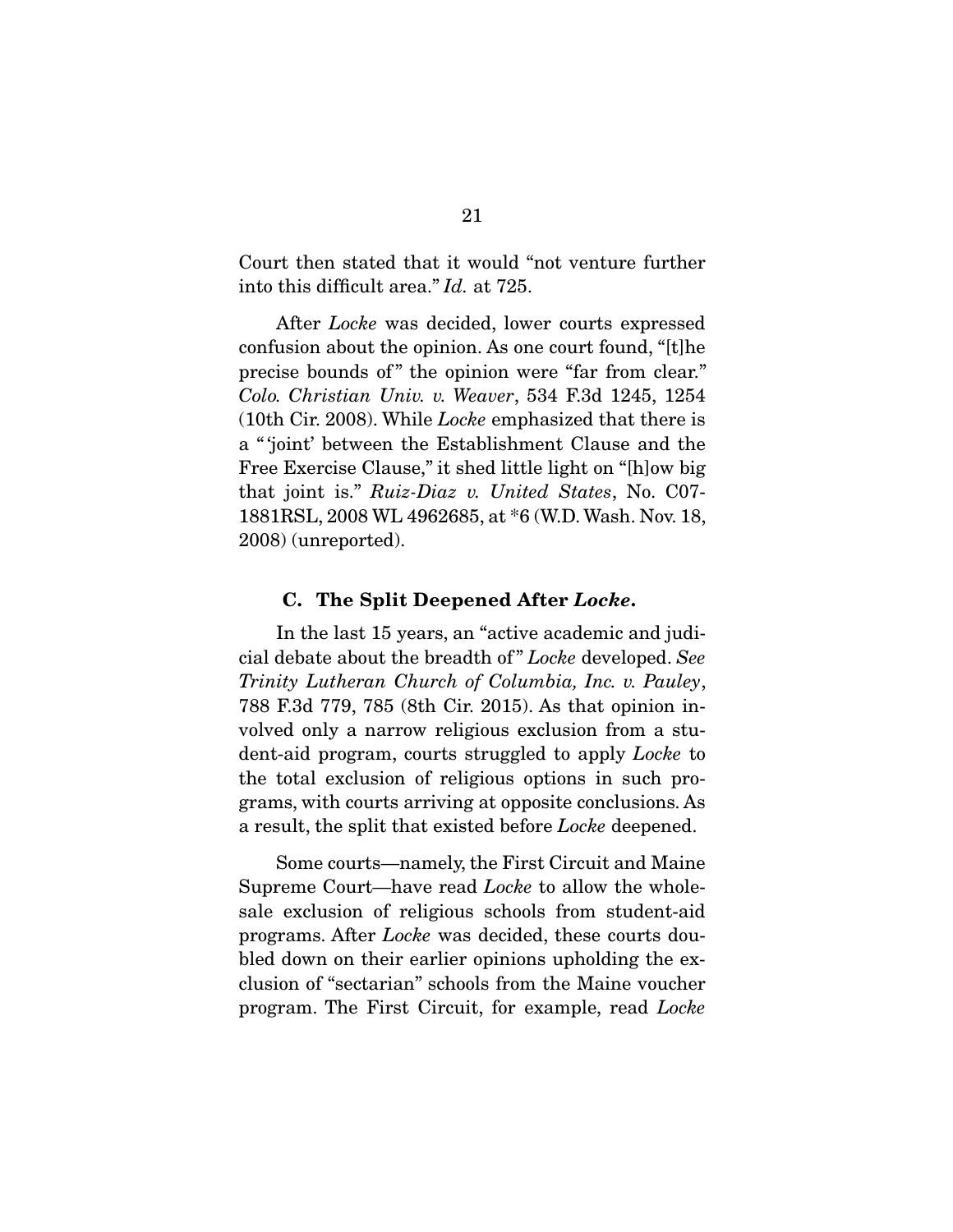Court then stated that it would "not venture further into this difficult area." *Id.* at 725.

After *Locke* was decided, lower courts expressed confusion about the opinion. As one court found, "[t]he precise bounds of" the opinion were "far from clear." *Colo. Christian Univ. v. Weaver*, 534 F.3d 1245, 1254 (10th Cir. 2008). While *Locke* emphasized that there is a "'joint' between the Establishment Clause and the Free Exercise Clause," it shed little light on "[h]ow big that joint is." *Ruiz-Diaz v. United States*, No. C07-1881RSL, 2008 WL 4962685, at *6 (W.D. Wash. Nov. 18, 2008) (unreported).

### C. The Split Deepened After *Locke*.

In the last 15 years, an "active academic and judicial debate about the breadth of" *Locke* developed. *See Trinity Lutheran Church of Columbia, Inc. v. Pauley*, 788 F.3d 779, 785 (8th Cir. 2015). As that opinion involved only a narrow religious exclusion from a student-aid program, courts struggled to apply *Locke* to the total exclusion of religious options in such programs, with courts arriving at opposite conclusions. As a result, the split that existed before *Locke* deepened.

Some courts—namely, the First Circuit and Maine Supreme Court—have read *Locke* to allow the wholesale exclusion of religious schools from student-aid programs. After *Locke* was decided, these courts doubled down on their earlier opinions upholding the exclusion of "sectarian" schools from the Maine voucher program. The First Circuit, for example, read *Locke*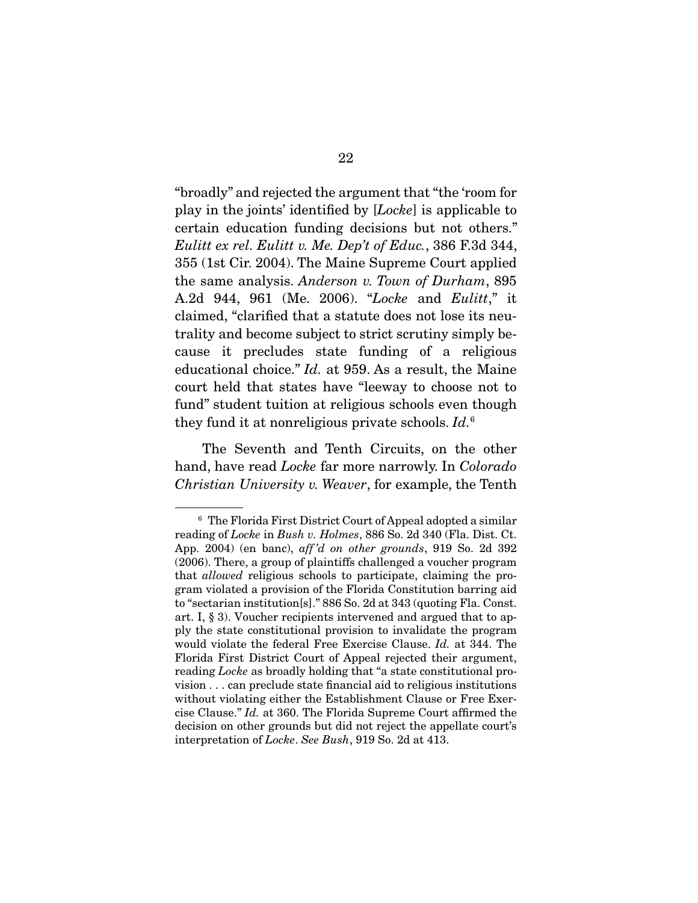"broadly" and rejected the argument that "the 'room for play in the joints' identified by [*Locke*] is applicable to certain education funding decisions but not others." *Eulitt ex rel. Eulitt v. Me. Dep't of Educ.*, 386 F.3d 344, 355 (1st Cir. 2004). The Maine Supreme Court applied the same analysis. *Anderson v. Town of Durham*, 895 A.2d 944, 961 (Me. 2006). "*Locke* and *Eulitt*," it claimed, "clarified that a statute does not lose its neutrality and become subject to strict scrutiny simply because it precludes state funding of a religious educational choice." *Id.* at 959. As a result, the Maine court held that states have "leeway to choose not to fund" student tuition at religious schools even though they fund it at nonreligious private schools. *Id.*[6]

The Seventh and Tenth Circuits, on the other hand, have read *Locke* far more narrowly. In *Colorado Christian University v. Weaver*, for example, the Tenth

---

[6] The Florida First District Court of Appeal adopted a similar reading of *Locke* in *Bush v. Holmes*, 886 So. 2d 340 (Fla. Dist. Ct. App. 2004) (en banc), *aff'd on other grounds*, 919 So. 2d 392 (2006). There, a group of plaintiffs challenged a voucher program that *allowed* religious schools to participate, claiming the program violated a provision of the Florida Constitution barring aid to "sectarian institution[s]." 886 So. 2d at 343 (quoting Fla. Const. art. I, § 3). Voucher recipients intervened and argued that to apply the state constitutional provision to invalidate the program would violate the federal Free Exercise Clause. *Id.* at 344. The Florida First District Court of Appeal rejected their argument, reading *Locke* as broadly holding that "a state constitutional provision . . . can preclude state financial aid to religious institutions without violating either the Establishment Clause or Free Exercise Clause." *Id.* at 360. The Florida Supreme Court affirmed the decision on other grounds but did not reject the appellate court's interpretation of *Locke*. *See Bush*, 919 So. 2d at 413.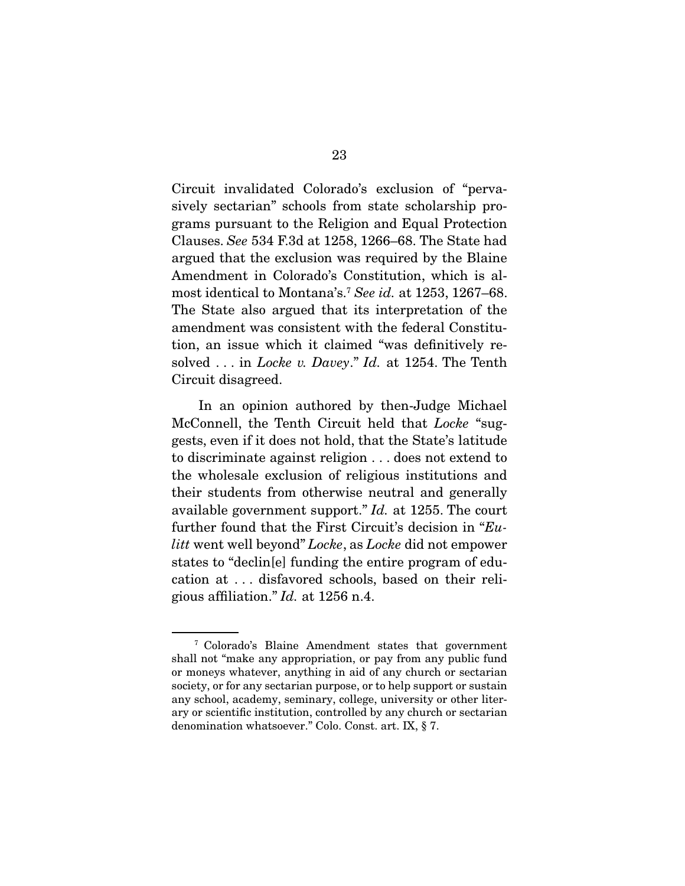Circuit invalidated Colorado's exclusion of "pervasively sectarian" schools from state scholarship programs pursuant to the Religion and Equal Protection Clauses. *See* 534 F.3d at 1258, 1266–68. The State had argued that the exclusion was required by the Blaine Amendment in Colorado's Constitution, which is almost identical to Montana's.[7] *See id.* at 1253, 1267–68. The State also argued that its interpretation of the amendment was consistent with the federal Constitution, an issue which it claimed "was definitively resolved . . . in *Locke v. Davey*." *Id.* at 1254. The Tenth Circuit disagreed.

In an opinion authored by then-Judge Michael McConnell, the Tenth Circuit held that *Locke* "suggests, even if it does not hold, that the State's latitude to discriminate against religion . . . does not extend to the wholesale exclusion of religious institutions and their students from otherwise neutral and generally available government support." *Id.* at 1255. The court further found that the First Circuit's decision in "*Eulitt* went well beyond" *Locke*, as *Locke* did not empower states to "declin[e] funding the entire program of education at . . . disfavored schools, based on their religious affiliation." *Id.* at 1256 n.4.

---

[7] Colorado's Blaine Amendment states that government shall not "make any appropriation, or pay from any public fund or moneys whatever, anything in aid of any church or sectarian society, or for any sectarian purpose, or to help support or sustain any school, academy, seminary, college, university or other literary or scientific institution, controlled by any church or sectarian denomination whatsoever." Colo. Const. art. IX, § 7.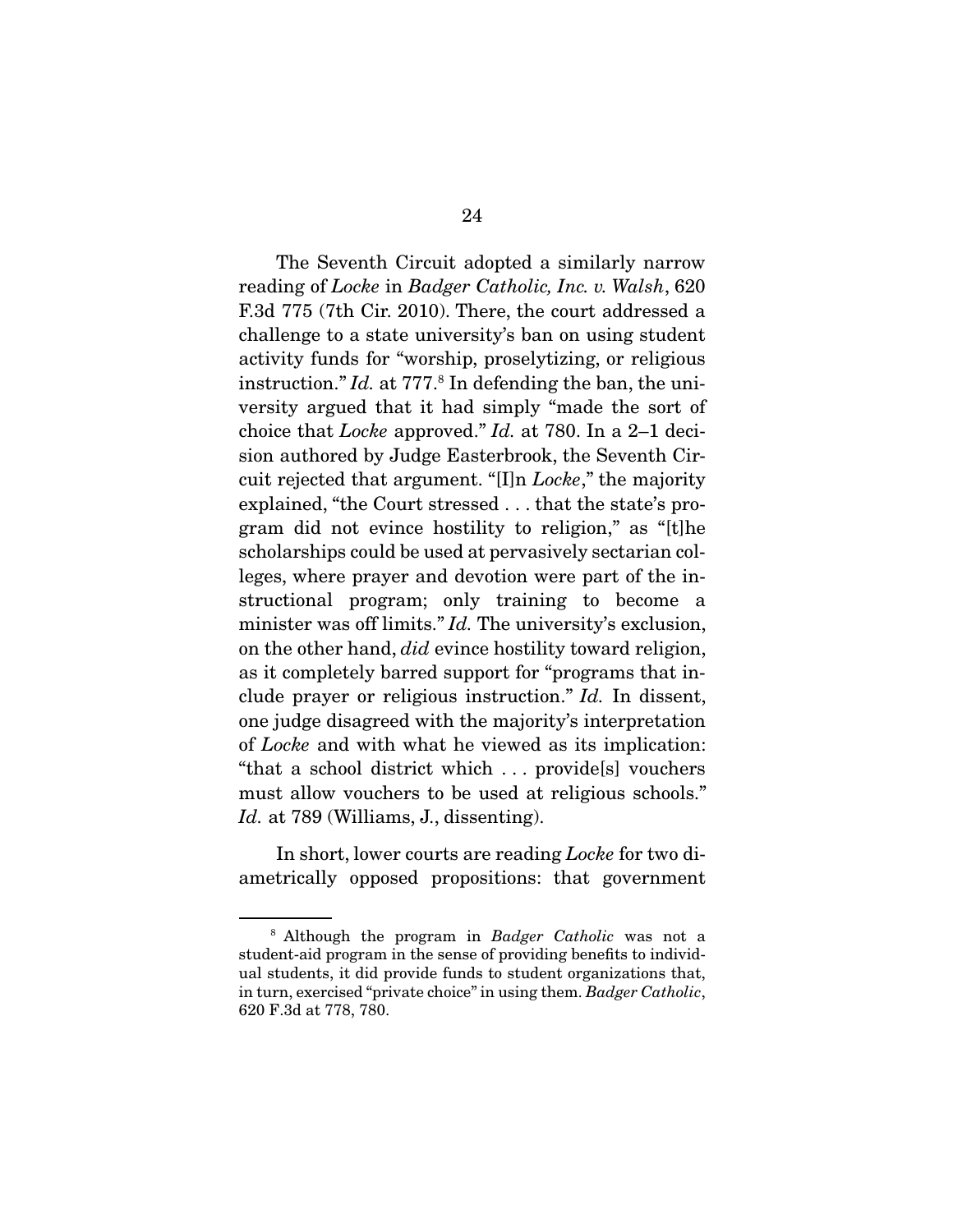The Seventh Circuit adopted a similarly narrow reading of *Locke* in *Badger Catholic, Inc. v. Walsh*, 620 F.3d 775 (7th Cir. 2010). There, the court addressed a challenge to a state university's ban on using student activity funds for "worship, proselytizing, or religious instruction." *Id.* at 777.[8] In defending the ban, the university argued that it had simply "made the sort of choice that *Locke* approved." *Id.* at 780. In a 2–1 decision authored by Judge Easterbrook, the Seventh Circuit rejected that argument. "[I]n *Locke*," the majority explained, "the Court stressed . . . that the state's program did not evince hostility to religion," as "[t]he scholarships could be used at pervasively sectarian colleges, where prayer and devotion were part of the instructional program; only training to become a minister was off limits." *Id.* The university's exclusion, on the other hand, *did* evince hostility toward religion, as it completely barred support for "programs that include prayer or religious instruction." *Id.* In dissent, one judge disagreed with the majority's interpretation of *Locke* and with what he viewed as its implication: "that a school district which . . . provide[s] vouchers must allow vouchers to be used at religious schools." *Id.* at 789 (Williams, J., dissenting).

In short, lower courts are reading *Locke* for two diametrically opposed propositions: that government

[8] Although the program in *Badger Catholic* was not a student-aid program in the sense of providing benefits to individual students, it did provide funds to student organizations that, in turn, exercised "private choice" in using them. *Badger Catholic*, 620 F.3d at 778, 780.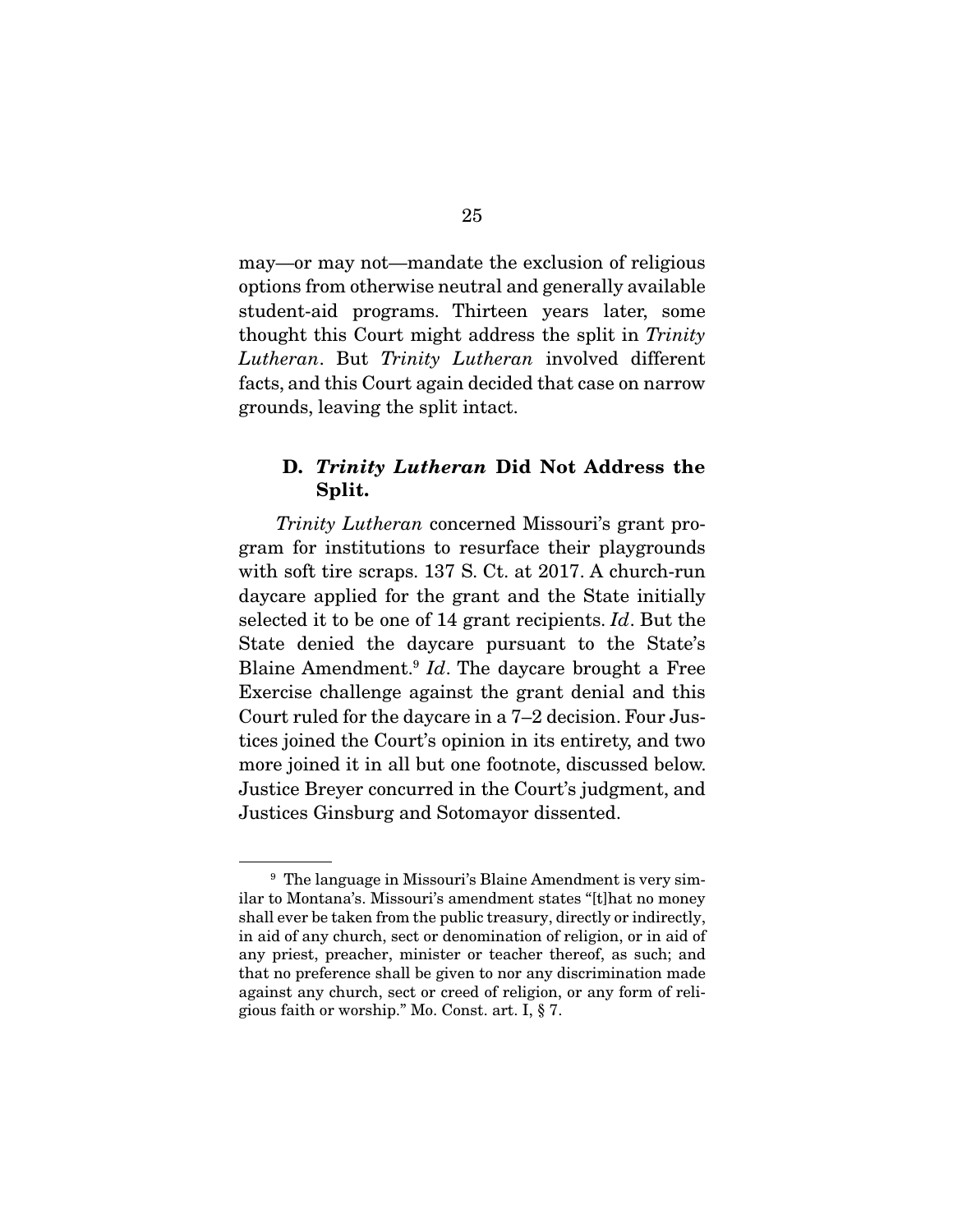may—or may not—mandate the exclusion of religious options from otherwise neutral and generally available student-aid programs. Thirteen years later, some thought this Court might address the split in *Trinity Lutheran*. But *Trinity Lutheran* involved different facts, and this Court again decided that case on narrow grounds, leaving the split intact.

### D. *Trinity Lutheran* Did Not Address the Split.

*Trinity Lutheran* concerned Missouri's grant program for institutions to resurface their playgrounds with soft tire scraps. 137 S. Ct. at 2017. A church-run daycare applied for the grant and the State initially selected it to be one of 14 grant recipients. *Id*. But the State denied the daycare pursuant to the State's Blaine Amendment.[9] *Id*. The daycare brought a Free Exercise challenge against the grant denial and this Court ruled for the daycare in a 7–2 decision. Four Justices joined the Court's opinion in its entirety, and two more joined it in all but one footnote, discussed below. Justice Breyer concurred in the Court's judgment, and Justices Ginsburg and Sotomayor dissented.

---

[9] The language in Missouri's Blaine Amendment is very similar to Montana's. Missouri's amendment states "[t]hat no money shall ever be taken from the public treasury, directly or indirectly, in aid of any church, sect or denomination of religion, or in aid of any priest, preacher, minister or teacher thereof, as such; and that no preference shall be given to nor any discrimination made against any church, sect or creed of religion, or any form of religious faith or worship." Mo. Const. art. I, § 7.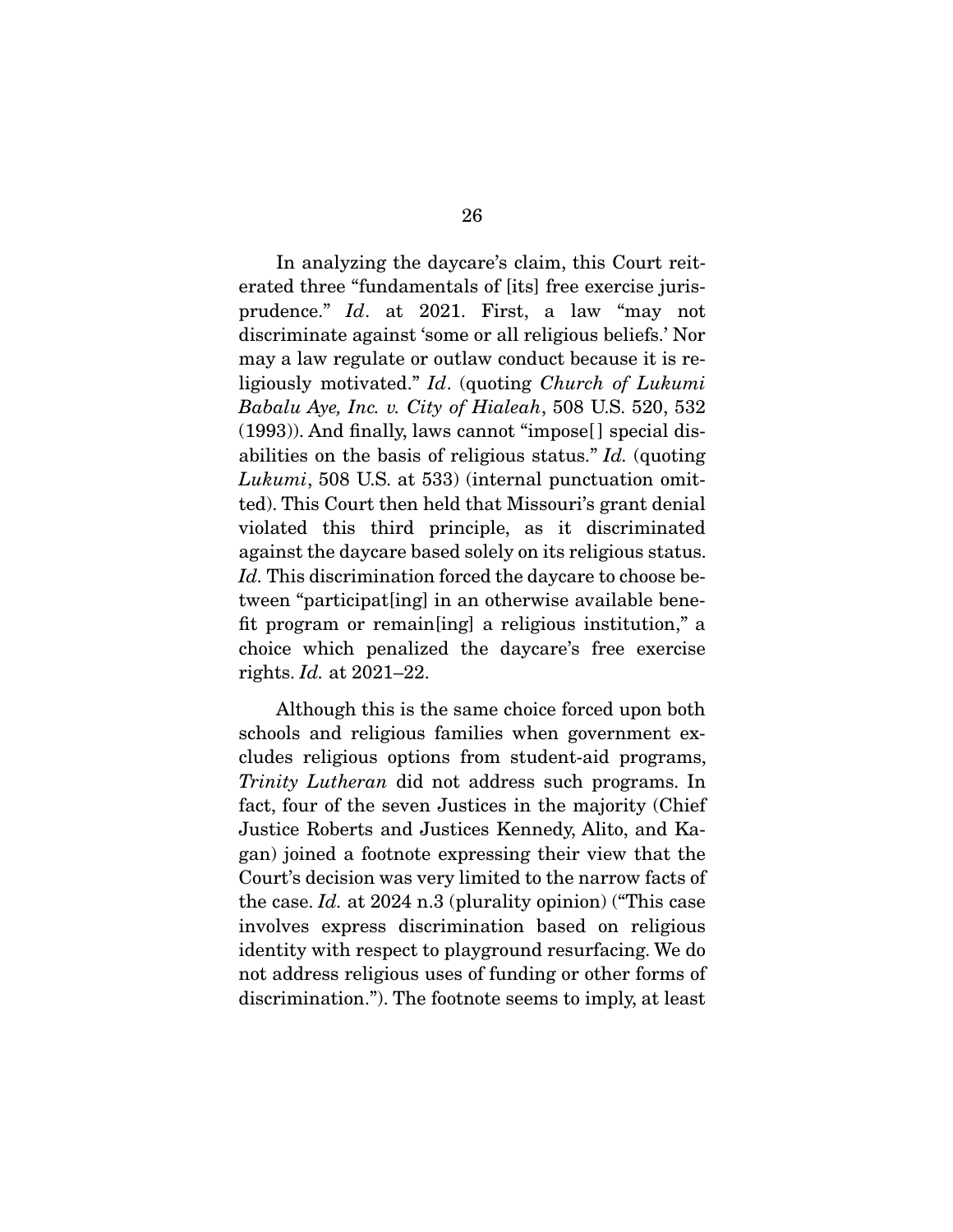In analyzing the daycare's claim, this Court reiterated three "fundamentals of [its] free exercise jurisprudence." *Id*. at 2021. First, a law "may not discriminate against 'some or all religious beliefs.' Nor may a law regulate or outlaw conduct because it is religiously motivated." *Id*. (quoting *Church of Lukumi Babalu Aye, Inc. v. City of Hialeah*, 508 U.S. 520, 532 (1993)). And finally, laws cannot "impose[] special disabilities on the basis of religious status." *Id.* (quoting *Lukumi*, 508 U.S. at 533) (internal punctuation omitted). This Court then held that Missouri's grant denial violated this third principle, as it discriminated against the daycare based solely on its religious status. *Id.* This discrimination forced the daycare to choose between "participat[ing] in an otherwise available benefit program or remain[ing] a religious institution," a choice which penalized the daycare's free exercise rights. *Id.* at 2021–22.

Although this is the same choice forced upon both schools and religious families when government excludes religious options from student-aid programs, *Trinity Lutheran* did not address such programs. In fact, four of the seven Justices in the majority (Chief Justice Roberts and Justices Kennedy, Alito, and Kagan) joined a footnote expressing their view that the Court's decision was very limited to the narrow facts of the case. *Id.* at 2024 n.3 (plurality opinion) ("This case involves express discrimination based on religious identity with respect to playground resurfacing. We do not address religious uses of funding or other forms of discrimination."). The footnote seems to imply, at least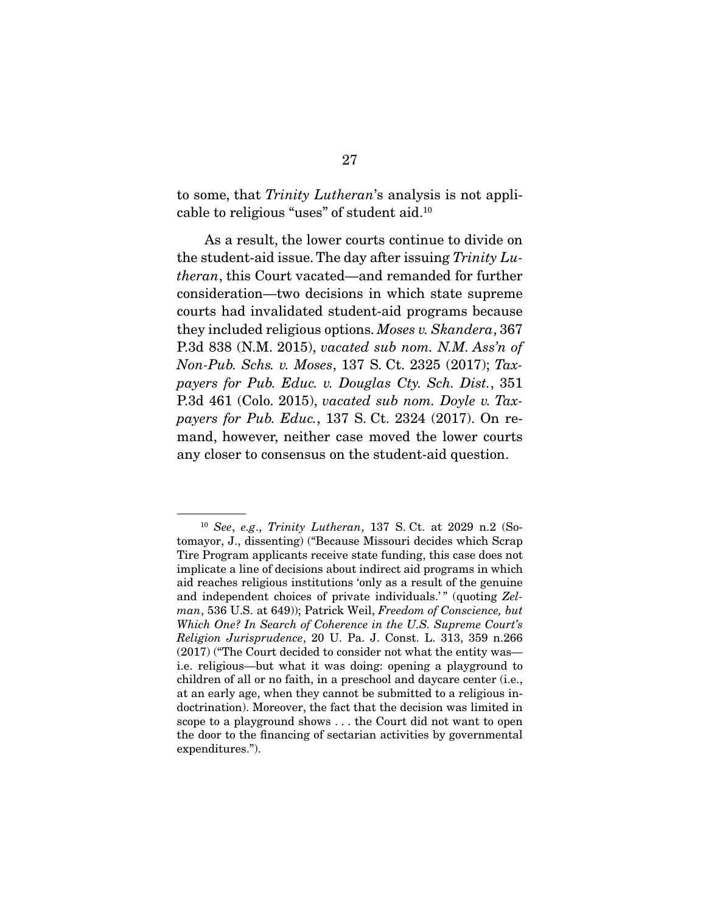to some, that *Trinity Lutheran*'s analysis is not applicable to religious "uses" of student aid.[10]

As a result, the lower courts continue to divide on the student-aid issue. The day after issuing *Trinity Lutheran*, this Court vacated—and remanded for further consideration—two decisions in which state supreme courts had invalidated student-aid programs because they included religious options. *Moses v. Skandera*, 367 P.3d 838 (N.M. 2015), *vacated sub nom. N.M. Ass'n of Non-Pub. Schs. v. Moses*, 137 S. Ct. 2325 (2017); *Taxpayers for Pub. Educ. v. Douglas Cty. Sch. Dist.*, 351 P.3d 461 (Colo. 2015), *vacated sub nom. Doyle v. Taxpayers for Pub. Educ.*, 137 S. Ct. 2324 (2017). On remand, however, neither case moved the lower courts any closer to consensus on the student-aid question.

---

[10] *See*, *e.g*., *Trinity Lutheran*, 137 S. Ct. at 2029 n.2 (Sotomayor, J., dissenting) ("Because Missouri decides which Scrap Tire Program applicants receive state funding, this case does not implicate a line of decisions about indirect aid programs in which aid reaches religious institutions 'only as a result of the genuine and independent choices of private individuals.'" (quoting *Zelman*, 536 U.S. at 649)); Patrick Weil, *Freedom of Conscience, but Which One? In Search of Coherence in the U.S. Supreme Court's Religion Jurisprudence*, 20 U. Pa. J. Const. L. 313, 359 n.266 (2017) ("The Court decided to consider not what the entity was—i.e. religious—but what it was doing: opening a playground to children of all or no faith, in a preschool and daycare center (i.e., at an early age, when they cannot be submitted to a religious indoctrination). Moreover, the fact that the decision was limited in scope to a playground shows . . . the Court did not want to open the door to the financing of sectarian activities by governmental expenditures.").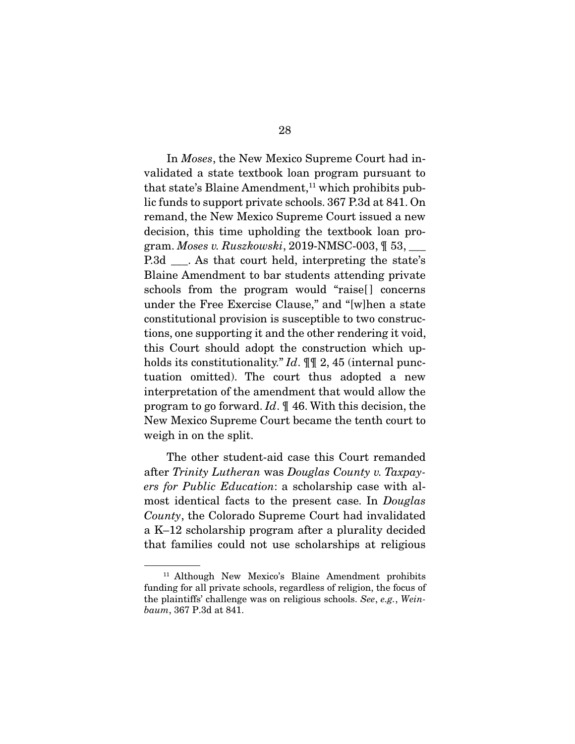In *Moses*, the New Mexico Supreme Court had invalidated a state textbook loan program pursuant to that state's Blaine Amendment,[11] which prohibits public funds to support private schools. 367 P.3d at 841. On remand, the New Mexico Supreme Court issued a new decision, this time upholding the textbook loan program. *Moses v. Ruszkowski*, 2019-NMSC-003, ¶ 53, ___ P.3d ___. As that court held, interpreting the state's Blaine Amendment to bar students attending private schools from the program would "raise[] concerns under the Free Exercise Clause," and "[w]hen a state constitutional provision is susceptible to two constructions, one supporting it and the other rendering it void, this Court should adopt the construction which upholds its constitutionality." *Id*. ¶¶ 2, 45 (internal punctuation omitted). The court thus adopted a new interpretation of the amendment that would allow the program to go forward. *Id*. ¶ 46. With this decision, the New Mexico Supreme Court became the tenth court to weigh in on the split.

The other student-aid case this Court remanded after *Trinity Lutheran* was *Douglas County v. Taxpayers for Public Education*: a scholarship case with almost identical facts to the present case. In *Douglas County*, the Colorado Supreme Court had invalidated a K–12 scholarship program after a plurality decided that families could not use scholarships at religious

---

[11] Although New Mexico's Blaine Amendment prohibits funding for all private schools, regardless of religion, the focus of the plaintiffs' challenge was on religious schools. *See*, *e.g.*, *Weinbaum*, 367 P.3d at 841.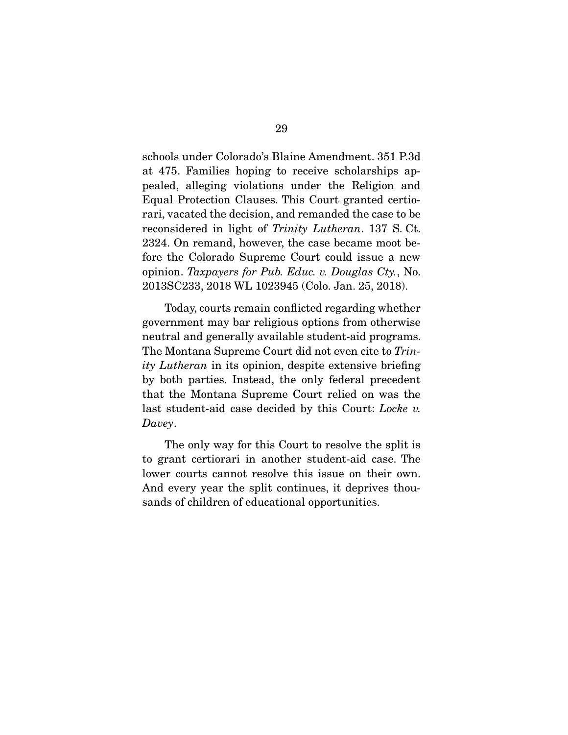schools under Colorado's Blaine Amendment. 351 P.3d at 475. Families hoping to receive scholarships appealed, alleging violations under the Religion and Equal Protection Clauses. This Court granted certiorari, vacated the decision, and remanded the case to be reconsidered in light of *Trinity Lutheran*. 137 S. Ct. 2324. On remand, however, the case became moot before the Colorado Supreme Court could issue a new opinion. *Taxpayers for Pub. Educ. v. Douglas Cty.*, No. 2013SC233, 2018 WL 1023945 (Colo. Jan. 25, 2018).

Today, courts remain conflicted regarding whether government may bar religious options from otherwise neutral and generally available student-aid programs. The Montana Supreme Court did not even cite to *Trinity Lutheran* in its opinion, despite extensive briefing by both parties. Instead, the only federal precedent that the Montana Supreme Court relied on was the last student-aid case decided by this Court: *Locke v. Davey*.

The only way for this Court to resolve the split is to grant certiorari in another student-aid case. The lower courts cannot resolve this issue on their own. And every year the split continues, it deprives thousands of children of educational opportunities.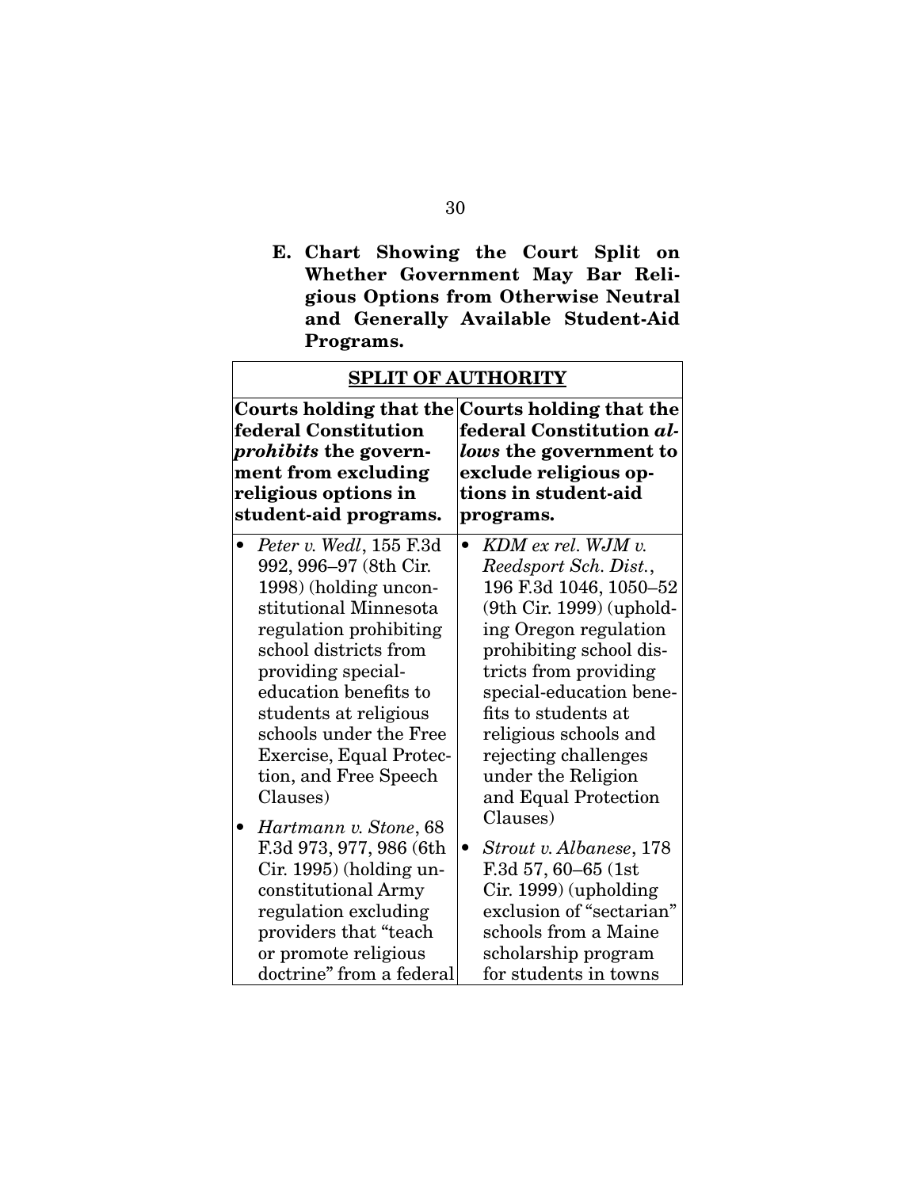**E. Chart Showing the Court Split on Whether Government May Bar Religious Options from Otherwise Neutral and Generally Available Student-Aid Programs.**

| **SPLIT OF AUTHORITY** | |
|---|---|
| **Courts holding that the federal Constitution *prohibits* the government from excluding religious options in student-aid programs.** | **Courts holding that the federal Constitution *allows* the government to exclude religious options in student-aid programs.** |
| • *Peter v. Wedl*, 155 F.3d 992, 996–97 (8th Cir. 1998) (holding unconstitutional Minnesota regulation prohibiting school districts from providing special-education benefits to students at religious schools under the Free Exercise, Equal Protection, and Free Speech Clauses)<br>• *Hartmann v. Stone*, 68 F.3d 973, 977, 986 (6th Cir. 1995) (holding unconstitutional Army regulation excluding providers that "teach or promote religious doctrine" from a federal | • *KDM ex rel. WJM v. Reedsport Sch. Dist.*, 196 F.3d 1046, 1050–52 (9th Cir. 1999) (upholding Oregon regulation prohibiting school districts from providing special-education benefits to students at religious schools and rejecting challenges under the Religion and Equal Protection Clauses)<br>• *Strout v. Albanese*, 178 F.3d 57, 60–65 (1st Cir. 1999) (upholding exclusion of "sectarian" schools from a Maine scholarship program for students in towns |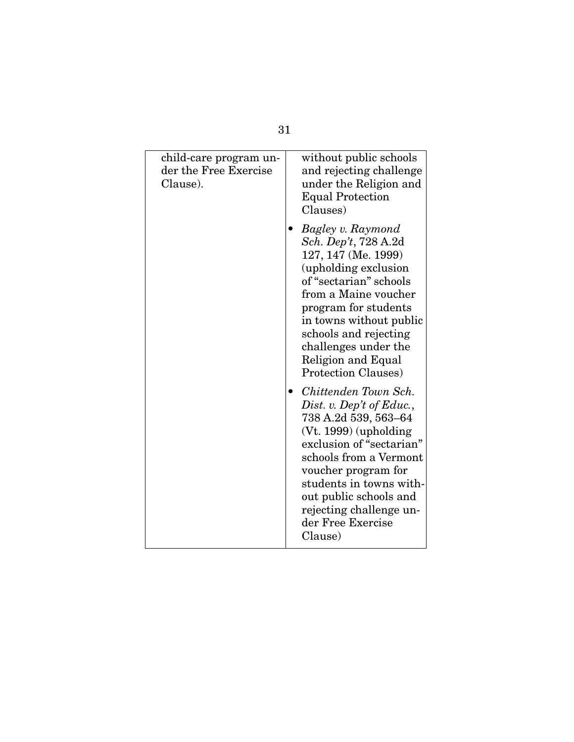| | |
|---|---|
| child-care program under the Free Exercise Clause). | without public schools and rejecting challenge under the Religion and Equal Protection Clauses)<br><br>• *Bagley v. Raymond Sch. Dep't*, 728 A.2d 127, 147 (Me. 1999) (upholding exclusion of "sectarian" schools from a Maine voucher program for students in towns without public schools and rejecting challenges under the Religion and Equal Protection Clauses)<br><br>• *Chittenden Town Sch. Dist. v. Dep't of Educ.*, 738 A.2d 539, 563–64 (Vt. 1999) (upholding exclusion of "sectarian" schools from a Vermont voucher program for students in towns without public schools and rejecting challenge under Free Exercise Clause) |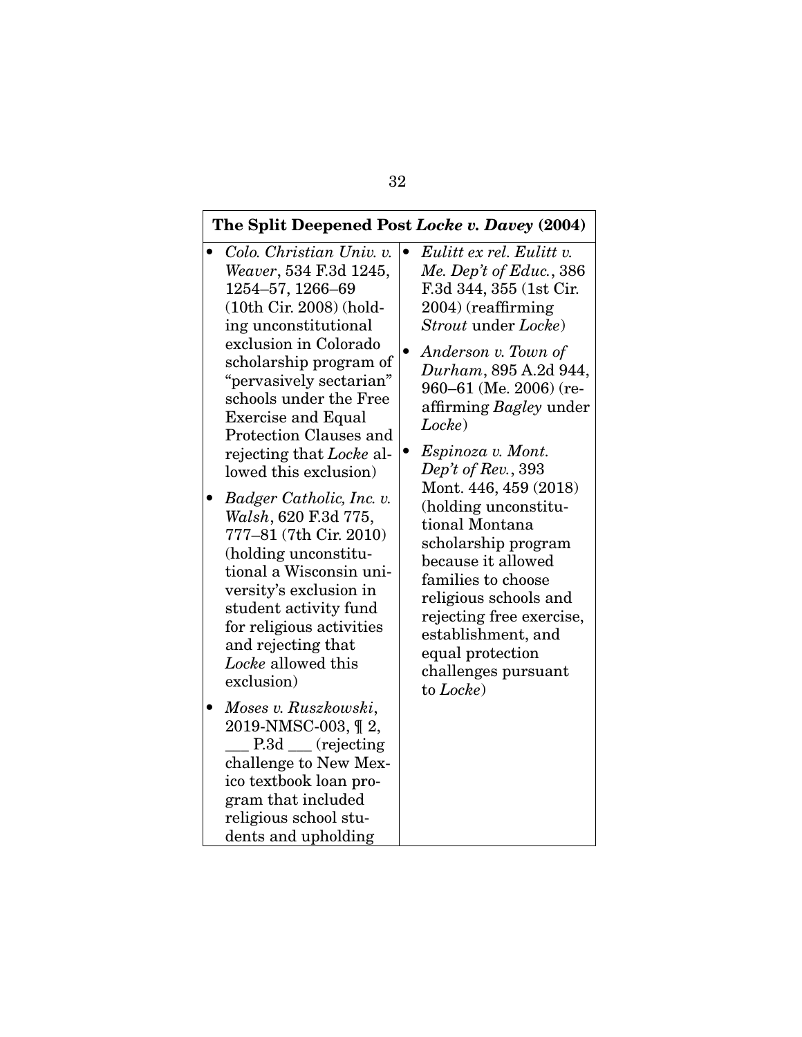| The Split Deepened Post *Locke v. Davey* (2004) | |
|---|---|
| • *Colo. Christian Univ. v. Weaver*, 534 F.3d 1245, 1254–57, 1266–69 (10th Cir. 2008) (holding unconstitutional exclusion in Colorado scholarship program of "pervasively sectarian" schools under the Free Exercise and Equal Protection Clauses and rejecting that *Locke* allowed this exclusion)<br><br>• *Badger Catholic, Inc. v. Walsh*, 620 F.3d 775, 777–81 (7th Cir. 2010) (holding unconstitutional a Wisconsin university's exclusion in student activity fund for religious activities and rejecting that *Locke* allowed this exclusion)<br><br>• *Moses v. Ruszkowski*, 2019-NMSC-003, ¶ 2, ___ P.3d ___ (rejecting challenge to New Mexico textbook loan program that included religious school students and upholding | • *Eulitt ex rel. Eulitt v. Me. Dep't of Educ.*, 386 F.3d 344, 355 (1st Cir. 2004) (reaffirming *Strout* under *Locke*)<br><br>• *Anderson v. Town of Durham*, 895 A.2d 944, 960–61 (Me. 2006) (reaffirming *Bagley* under *Locke*)<br><br>• *Espinoza v. Mont. Dep't of Rev.*, 393 Mont. 446, 459 (2018) (holding unconstitutional Montana scholarship program because it allowed families to choose religious schools and rejecting free exercise, establishment, and equal protection challenges pursuant to *Locke*) |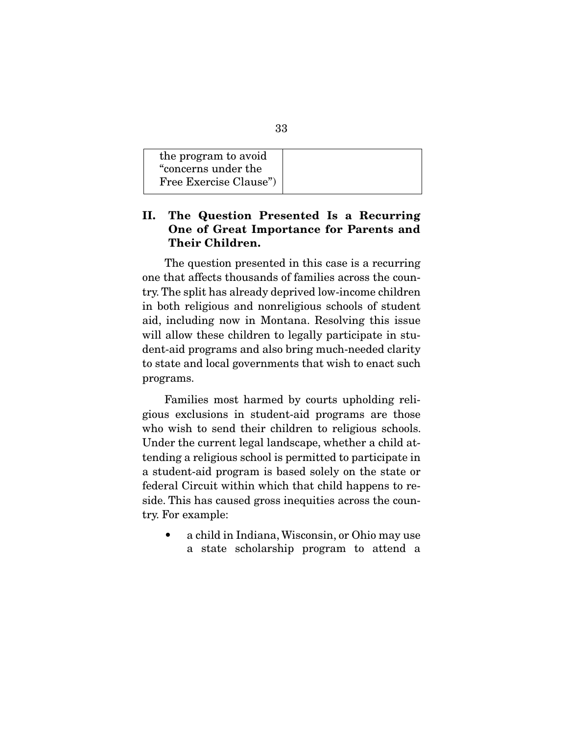| the program to avoid “concerns under the Free Exercise Clause”) | |
|---|---|

## II. The Question Presented Is a Recurring One of Great Importance for Parents and Their Children.

The question presented in this case is a recurring one that affects thousands of families across the country. The split has already deprived low-income children in both religious and nonreligious schools of student aid, including now in Montana. Resolving this issue will allow these children to legally participate in student-aid programs and also bring much-needed clarity to state and local governments that wish to enact such programs.

Families most harmed by courts upholding religious exclusions in student-aid programs are those who wish to send their children to religious schools. Under the current legal landscape, whether a child attending a religious school is permitted to participate in a student-aid program is based solely on the state or federal Circuit within which that child happens to reside. This has caused gross inequities across the country. For example:

- a child in Indiana, Wisconsin, or Ohio may use a state scholarship program to attend a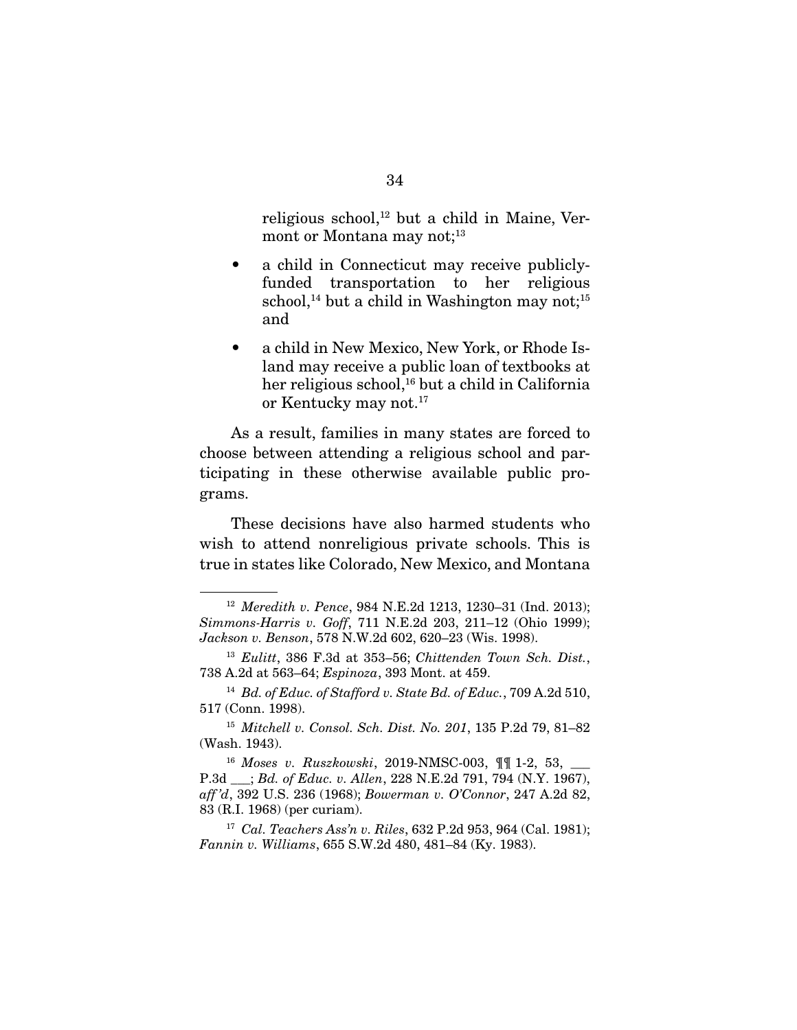religious school,[12] but a child in Maine, Vermont or Montana may not;[13]

- a child in Connecticut may receive publicly-funded transportation to her religious school,[14] but a child in Washington may not;[15] and
- a child in New Mexico, New York, or Rhode Island may receive a public loan of textbooks at her religious school,[16] but a child in California or Kentucky may not.[17]

As a result, families in many states are forced to choose between attending a religious school and participating in these otherwise available public programs.

These decisions have also harmed students who wish to attend nonreligious private schools. This is true in states like Colorado, New Mexico, and Montana

---

[12] *Meredith v. Pence*, 984 N.E.2d 1213, 1230–31 (Ind. 2013); *Simmons-Harris v. Goff*, 711 N.E.2d 203, 211–12 (Ohio 1999); *Jackson v. Benson*, 578 N.W.2d 602, 620–23 (Wis. 1998).

[13] *Eulitt*, 386 F.3d at 353–56; *Chittenden Town Sch. Dist.*, 738 A.2d at 563–64; *Espinoza*, 393 Mont. at 459.

[14] *Bd. of Educ. of Stafford v. State Bd. of Educ.*, 709 A.2d 510, 517 (Conn. 1998).

[15] *Mitchell v. Consol. Sch. Dist. No. 201*, 135 P.2d 79, 81–82 (Wash. 1943).

[16] *Moses v. Ruszkowski*, 2019-NMSC-003, ¶¶ 1-2, 53, ___ P.3d ___; *Bd. of Educ. v. Allen*, 228 N.E.2d 791, 794 (N.Y. 1967), *aff'd*, 392 U.S. 236 (1968); *Bowerman v. O'Connor*, 247 A.2d 82, 83 (R.I. 1968) (per curiam).

[17] *Cal. Teachers Ass'n v. Riles*, 632 P.2d 953, 964 (Cal. 1981); *Fannin v. Williams*, 655 S.W.2d 480, 481–84 (Ky. 1983).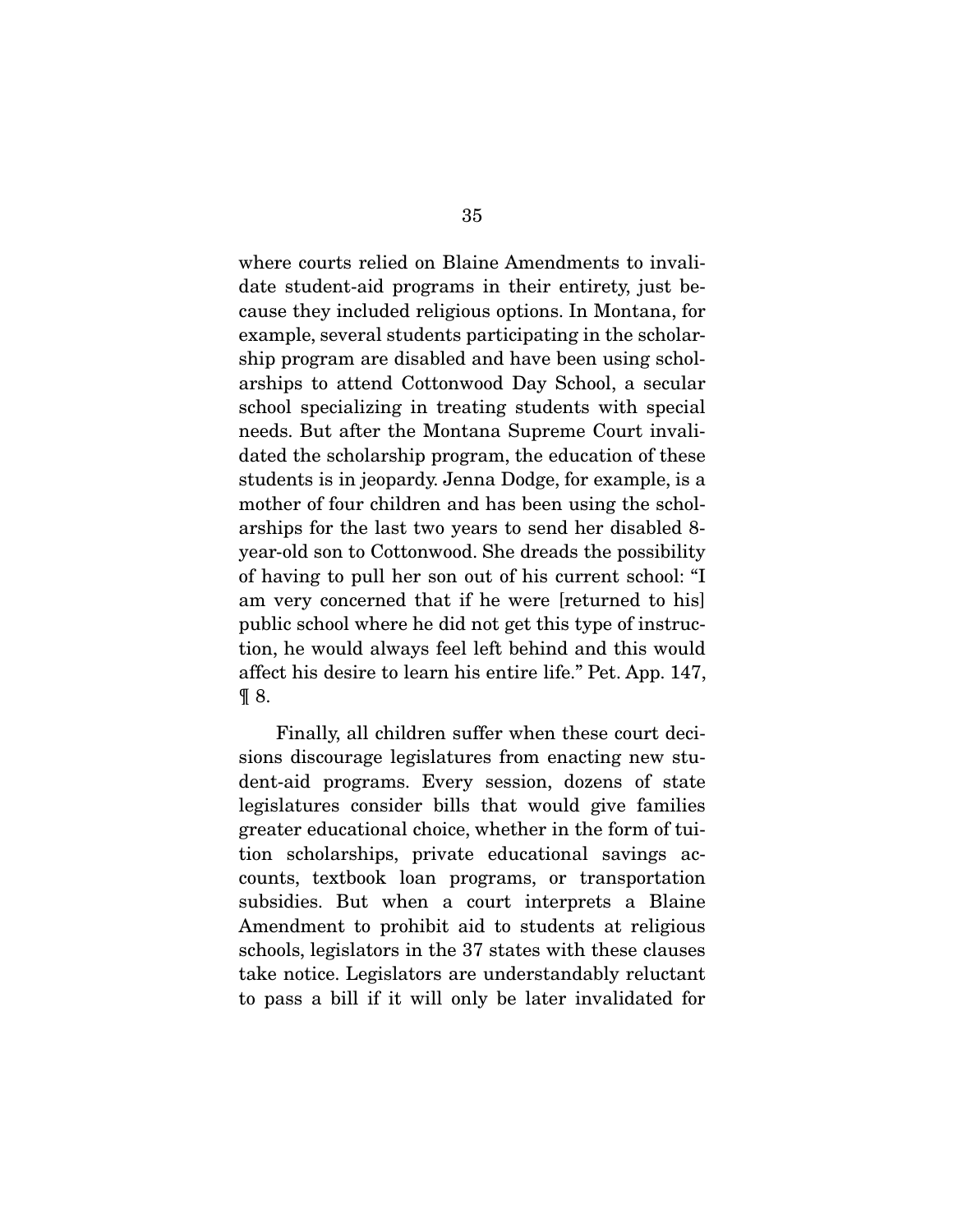where courts relied on Blaine Amendments to invalidate student-aid programs in their entirety, just because they included religious options. In Montana, for example, several students participating in the scholarship program are disabled and have been using scholarships to attend Cottonwood Day School, a secular school specializing in treating students with special needs. But after the Montana Supreme Court invalidated the scholarship program, the education of these students is in jeopardy. Jenna Dodge, for example, is a mother of four children and has been using the scholarships for the last two years to send her disabled 8-year-old son to Cottonwood. She dreads the possibility of having to pull her son out of his current school: "I am very concerned that if he were [returned to his] public school where he did not get this type of instruction, he would always feel left behind and this would affect his desire to learn his entire life." Pet. App. 147, ¶ 8.

Finally, all children suffer when these court decisions discourage legislatures from enacting new student-aid programs. Every session, dozens of state legislatures consider bills that would give families greater educational choice, whether in the form of tuition scholarships, private educational savings accounts, textbook loan programs, or transportation subsidies. But when a court interprets a Blaine Amendment to prohibit aid to students at religious schools, legislators in the 37 states with these clauses take notice. Legislators are understandably reluctant to pass a bill if it will only be later invalidated for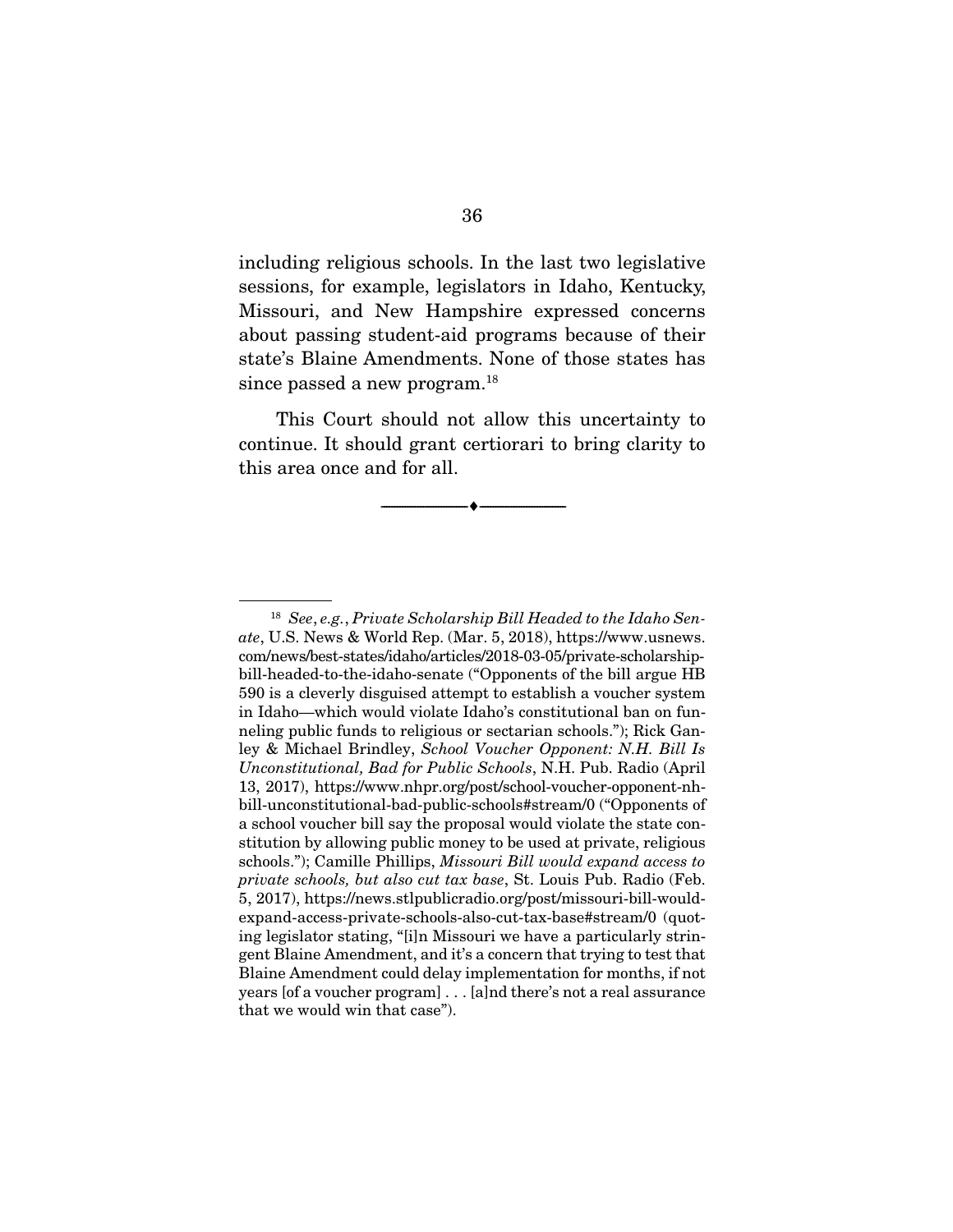including religious schools. In the last two legislative sessions, for example, legislators in Idaho, Kentucky, Missouri, and New Hampshire expressed concerns about passing student-aid programs because of their state's Blaine Amendments. None of those states has since passed a new program.[18]

This Court should not allow this uncertainty to continue. It should grant certiorari to bring clarity to this area once and for all.

---

[18] *See*, *e.g.*, *Private Scholarship Bill Headed to the Idaho Senate*, U.S. News & World Rep. (Mar. 5, 2018), https://www.usnews.com/news/best-states/idaho/articles/2018-03-05/private-scholarship-bill-headed-to-the-idaho-senate ("Opponents of the bill argue HB 590 is a cleverly disguised attempt to establish a voucher system in Idaho—which would violate Idaho's constitutional ban on funneling public funds to religious or sectarian schools."); Rick Ganley & Michael Brindley, *School Voucher Opponent: N.H. Bill Is Unconstitutional, Bad for Public Schools*, N.H. Pub. Radio (April 13, 2017), https://www.nhpr.org/post/school-voucher-opponent-nh-bill-unconstitutional-bad-public-schools#stream/0 ("Opponents of a school voucher bill say the proposal would violate the state constitution by allowing public money to be used at private, religious schools."); Camille Phillips, *Missouri Bill would expand access to private schools, but also cut tax base*, St. Louis Pub. Radio (Feb. 5, 2017), https://news.stlpublicradio.org/post/missouri-bill-would-expand-access-private-schools-also-cut-tax-base#stream/0 (quoting legislator stating, "[i]n Missouri we have a particularly stringent Blaine Amendment, and it's a concern that trying to test that Blaine Amendment could delay implementation for months, if not years [of a voucher program] . . . [a]nd there's not a real assurance that we would win that case").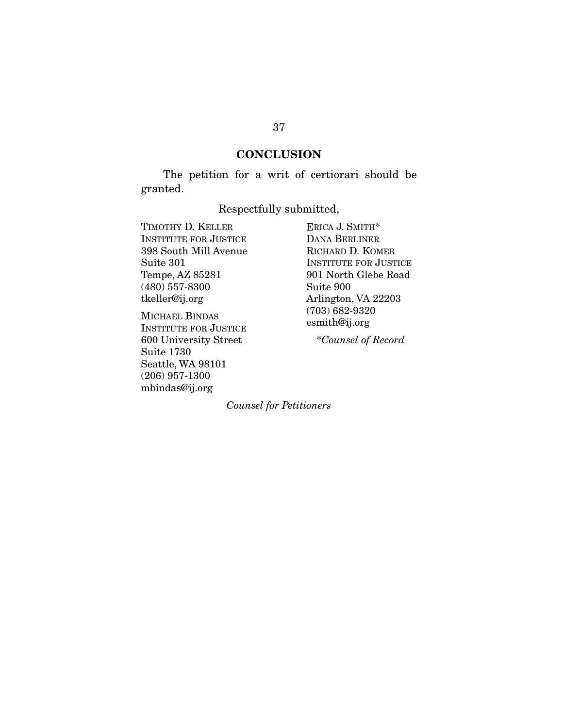## CONCLUSION

The petition for a writ of certiorari should be granted.

Respectfully submitted,

TIMOTHY D. KELLER
INSTITUTE FOR JUSTICE
398 South Mill Avenue
Suite 301
Tempe, AZ 85281
(480) 557-8300
tkeller@ij.org

MICHAEL BINDAS
INSTITUTE FOR JUSTICE
600 University Street
Suite 1730
Seattle, WA 98101
(206) 957-1300
mbindas@ij.org

ERICA J. SMITH*
DANA BERLINER
RICHARD D. KOMER
INSTITUTE FOR JUSTICE
901 North Glebe Road
Suite 900
Arlington, VA 22203
(703) 682-9320
esmith@ij.org

*\*Counsel of Record*

*Counsel for Petitioners*